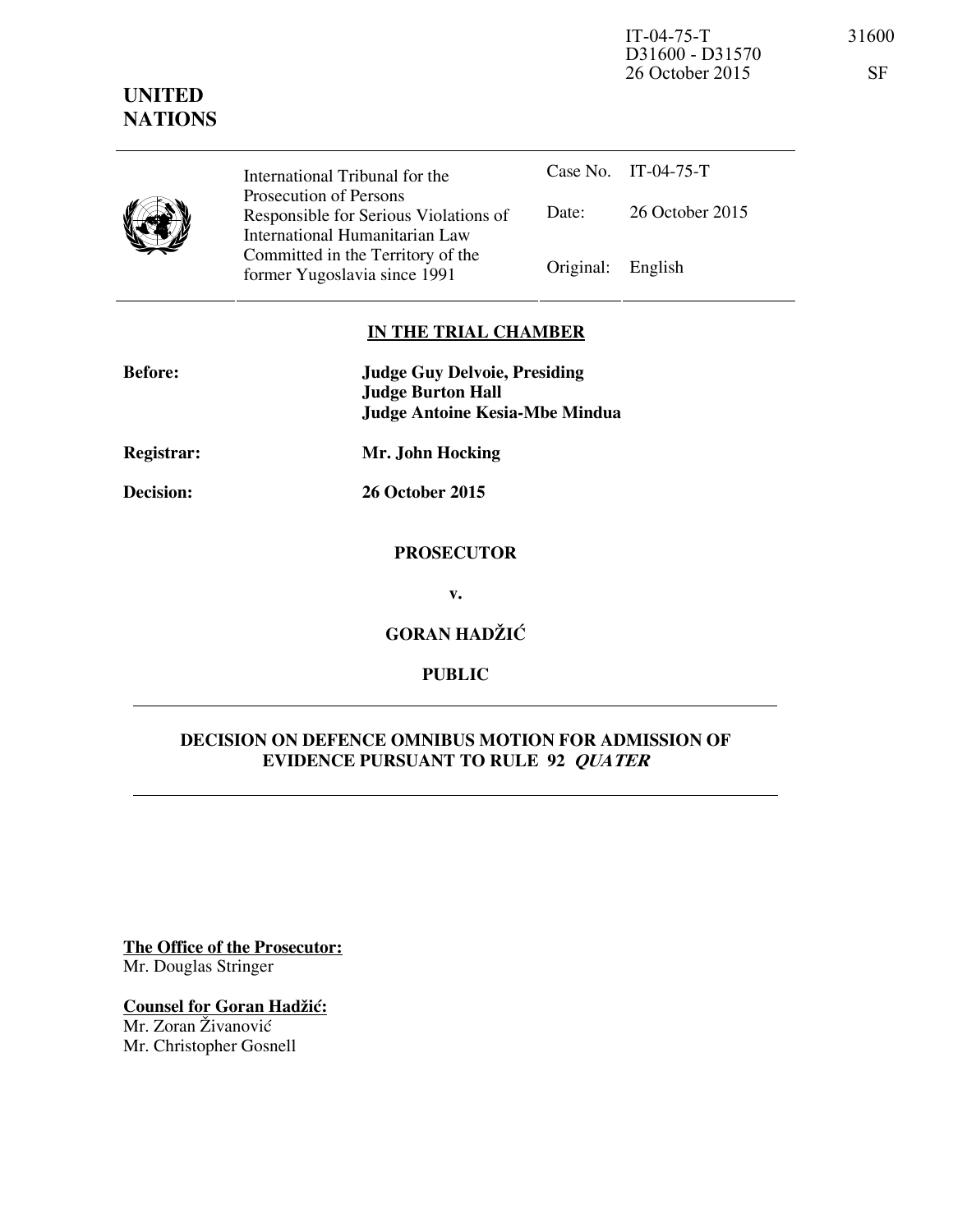IT-04-75-T
D31600 - D31570
26 October 2015

31600

SF

**UNITED NATIONS**

| International Tribunal for the Prosecution of Persons Responsible for Serious Violations of International Humanitarian Law Committed in the Territory of the former Yugoslavia since 1991 | Case No. | IT-04-75-T |
|---|---|---|
| | Date: | 26 October 2015 |
| | Original: | English |

## IN THE TRIAL CHAMBER

**Before:** **Judge Guy Delvoie, Presiding**
**Judge Burton Hall**
**Judge Antoine Kesia-Mbe Mindua**

**Registrar:** **Mr. John Hocking**

**Decision:** **26 October 2015**

**PROSECUTOR**

**v.**

**GORAN HADŽIĆ**

**PUBLIC**

## DECISION ON DEFENCE OMNIBUS MOTION FOR ADMISSION OF EVIDENCE PURSUANT TO RULE 92 *QUATER*

**The Office of the Prosecutor:**
Mr. Douglas Stringer

**Counsel for Goran Hadžić:**
Mr. Zoran Živanović
Mr. Christopher Gosnell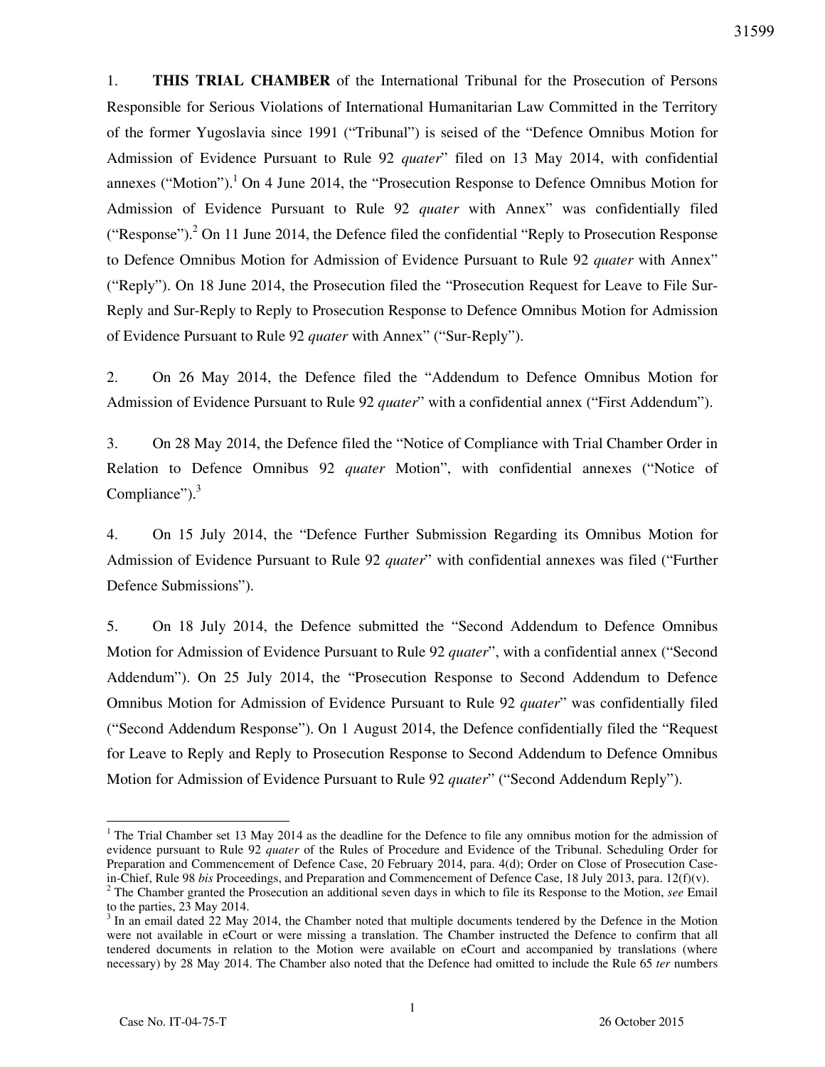1. **THIS TRIAL CHAMBER** of the International Tribunal for the Prosecution of Persons Responsible for Serious Violations of International Humanitarian Law Committed in the Territory of the former Yugoslavia since 1991 ("Tribunal") is seised of the "Defence Omnibus Motion for Admission of Evidence Pursuant to Rule 92 *quater*" filed on 13 May 2014, with confidential annexes ("Motion").[1] On 4 June 2014, the "Prosecution Response to Defence Omnibus Motion for Admission of Evidence Pursuant to Rule 92 *quater* with Annex" was confidentially filed ("Response").[2] On 11 June 2014, the Defence filed the confidential "Reply to Prosecution Response to Defence Omnibus Motion for Admission of Evidence Pursuant to Rule 92 *quater* with Annex" ("Reply"). On 18 June 2014, the Prosecution filed the "Prosecution Request for Leave to File Sur-Reply and Sur-Reply to Reply to Prosecution Response to Defence Omnibus Motion for Admission of Evidence Pursuant to Rule 92 *quater* with Annex" ("Sur-Reply").

2. On 26 May 2014, the Defence filed the "Addendum to Defence Omnibus Motion for Admission of Evidence Pursuant to Rule 92 *quater*" with a confidential annex ("First Addendum").

3. On 28 May 2014, the Defence filed the "Notice of Compliance with Trial Chamber Order in Relation to Defence Omnibus 92 *quater* Motion", with confidential annexes ("Notice of Compliance").[3]

4. On 15 July 2014, the "Defence Further Submission Regarding its Omnibus Motion for Admission of Evidence Pursuant to Rule 92 *quater*" with confidential annexes was filed ("Further Defence Submissions").

5. On 18 July 2014, the Defence submitted the "Second Addendum to Defence Omnibus Motion for Admission of Evidence Pursuant to Rule 92 *quater*", with a confidential annex ("Second Addendum"). On 25 July 2014, the "Prosecution Response to Second Addendum to Defence Omnibus Motion for Admission of Evidence Pursuant to Rule 92 *quater*" was confidentially filed ("Second Addendum Response"). On 1 August 2014, the Defence confidentially filed the "Request for Leave to Reply and Reply to Prosecution Response to Second Addendum to Defence Omnibus Motion for Admission of Evidence Pursuant to Rule 92 *quater*" ("Second Addendum Reply").

---

[1] The Trial Chamber set 13 May 2014 as the deadline for the Defence to file any omnibus motion for the admission of evidence pursuant to Rule 92 *quater* of the Rules of Procedure and Evidence of the Tribunal. Scheduling Order for Preparation and Commencement of Defence Case, 20 February 2014, para. 4(d); Order on Close of Prosecution Case-in-Chief, Rule 98 *bis* Proceedings, and Preparation and Commencement of Defence Case, 18 July 2013, para. 12(f)(v).

[2] The Chamber granted the Prosecution an additional seven days in which to file its Response to the Motion, *see* Email to the parties, 23 May 2014.

[3] In an email dated 22 May 2014, the Chamber noted that multiple documents tendered by the Defence in the Motion were not available in eCourt or were missing a translation. The Chamber instructed the Defence to confirm that all tendered documents in relation to the Motion were available on eCourt and accompanied by translations (where necessary) by 28 May 2014. The Chamber also noted that the Defence had omitted to include the Rule 65 *ter* numbers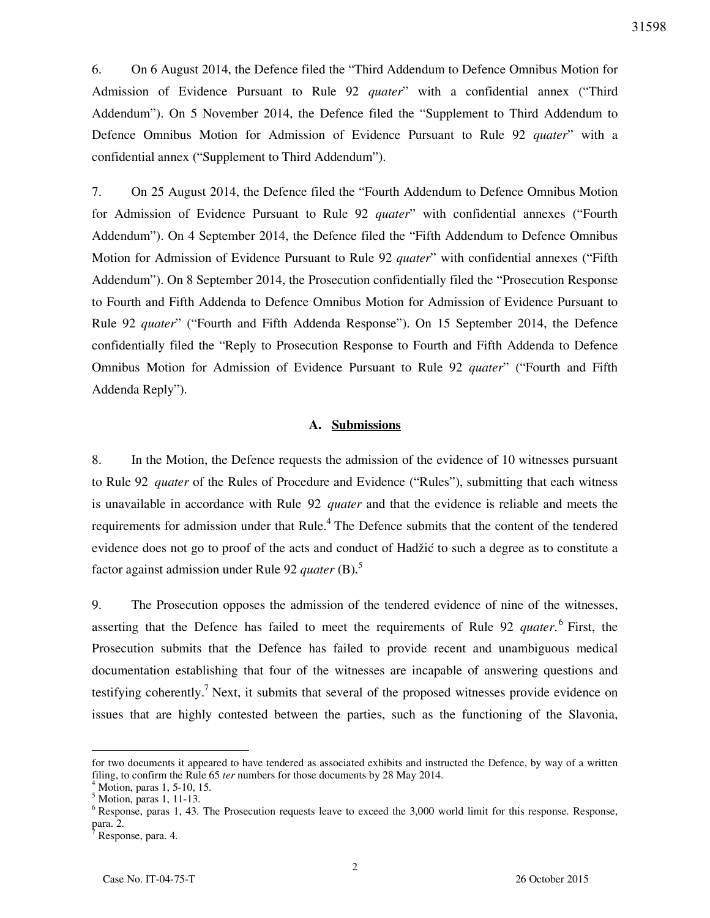6. On 6 August 2014, the Defence filed the "Third Addendum to Defence Omnibus Motion for Admission of Evidence Pursuant to Rule 92 *quater*" with a confidential annex ("Third Addendum"). On 5 November 2014, the Defence filed the "Supplement to Third Addendum to Defence Omnibus Motion for Admission of Evidence Pursuant to Rule 92 *quater*" with a confidential annex ("Supplement to Third Addendum").

7. On 25 August 2014, the Defence filed the "Fourth Addendum to Defence Omnibus Motion for Admission of Evidence Pursuant to Rule 92 *quater*" with confidential annexes ("Fourth Addendum"). On 4 September 2014, the Defence filed the "Fifth Addendum to Defence Omnibus Motion for Admission of Evidence Pursuant to Rule 92 *quater*" with confidential annexes ("Fifth Addendum"). On 8 September 2014, the Prosecution confidentially filed the "Prosecution Response to Fourth and Fifth Addenda to Defence Omnibus Motion for Admission of Evidence Pursuant to Rule 92 *quater*" ("Fourth and Fifth Addenda Response"). On 15 September 2014, the Defence confidentially filed the "Reply to Prosecution Response to Fourth and Fifth Addenda to Defence Omnibus Motion for Admission of Evidence Pursuant to Rule 92 *quater*" ("Fourth and Fifth Addenda Reply").

### A. Submissions

8. In the Motion, the Defence requests the admission of the evidence of 10 witnesses pursuant to Rule 92 *quater* of the Rules of Procedure and Evidence ("Rules"), submitting that each witness is unavailable in accordance with Rule 92 *quater* and that the evidence is reliable and meets the requirements for admission under that Rule.[4] The Defence submits that the content of the tendered evidence does not go to proof of the acts and conduct of Hadžić to such a degree as to constitute a factor against admission under Rule 92 *quater* (B).[5]

9. The Prosecution opposes the admission of the tendered evidence of nine of the witnesses, asserting that the Defence has failed to meet the requirements of Rule 92 *quater*.[6] First, the Prosecution submits that the Defence has failed to provide recent and unambiguous medical documentation establishing that four of the witnesses are incapable of answering questions and testifying coherently.[7] Next, it submits that several of the proposed witnesses provide evidence on issues that are highly contested between the parties, such as the functioning of the Slavonia,

---

for two documents it appeared to have tendered as associated exhibits and instructed the Defence, by way of a written filing, to confirm the Rule 65 *ter* numbers for those documents by 28 May 2014.

[4] Motion, paras 1, 5-10, 15.

[5] Motion, paras 1, 11-13.

[6] Response, paras 1, 43. The Prosecution requests leave to exceed the 3,000 world limit for this response. Response, para. 2.

[7] Response, para. 4.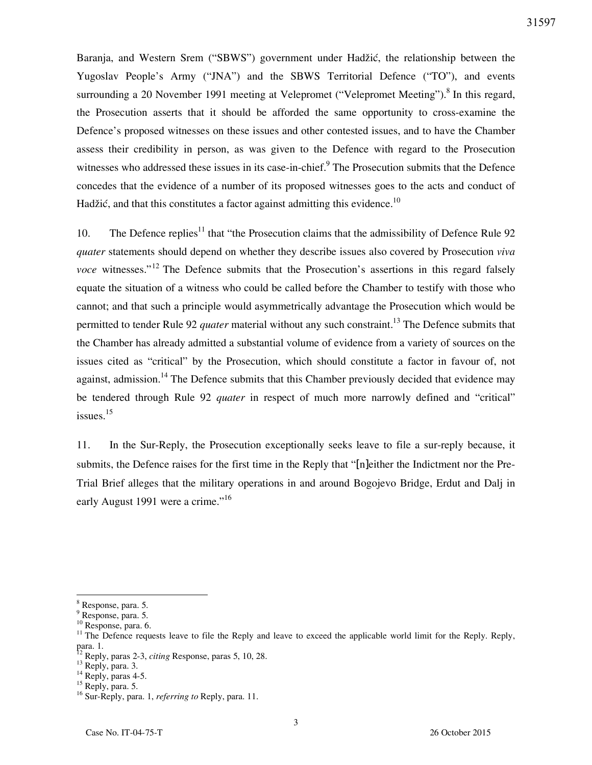Baranja, and Western Srem ("SBWS") government under Hadžić, the relationship between the Yugoslav People's Army ("JNA") and the SBWS Territorial Defence ("TO"), and events surrounding a 20 November 1991 meeting at Velepromet ("Velepromet Meeting").[8] In this regard, the Prosecution asserts that it should be afforded the same opportunity to cross-examine the Defence's proposed witnesses on these issues and other contested issues, and to have the Chamber assess their credibility in person, as was given to the Defence with regard to the Prosecution witnesses who addressed these issues in its case-in-chief.[9] The Prosecution submits that the Defence concedes that the evidence of a number of its proposed witnesses goes to the acts and conduct of Hadžić, and that this constitutes a factor against admitting this evidence.[10]

10. The Defence replies[11] that "the Prosecution claims that the admissibility of Defence Rule 92 *quater* statements should depend on whether they describe issues also covered by Prosecution *viva voce* witnesses."[12] The Defence submits that the Prosecution's assertions in this regard falsely equate the situation of a witness who could be called before the Chamber to testify with those who cannot; and that such a principle would asymmetrically advantage the Prosecution which would be permitted to tender Rule 92 *quater* material without any such constraint.[13] The Defence submits that the Chamber has already admitted a substantial volume of evidence from a variety of sources on the issues cited as "critical" by the Prosecution, which should constitute a factor in favour of, not against, admission.[14] The Defence submits that this Chamber previously decided that evidence may be tendered through Rule 92 *quater* in respect of much more narrowly defined and "critical" issues.[15]

11. In the Sur-Reply, the Prosecution exceptionally seeks leave to file a sur-reply because, it submits, the Defence raises for the first time in the Reply that "[n]either the Indictment nor the Pre-Trial Brief alleges that the military operations in and around Bogojevo Bridge, Erdut and Dalj in early August 1991 were a crime."[16]

---

[8] Response, para. 5.
[9] Response, para. 5.
[10] Response, para. 6.
[11] The Defence requests leave to file the Reply and leave to exceed the applicable world limit for the Reply. Reply, para. 1.
[12] Reply, paras 2-3, *citing* Response, paras 5, 10, 28.
[13] Reply, para. 3.
[14] Reply, paras 4-5.
[15] Reply, para. 5.
[16] Sur-Reply, para. 1, *referring to* Reply, para. 11.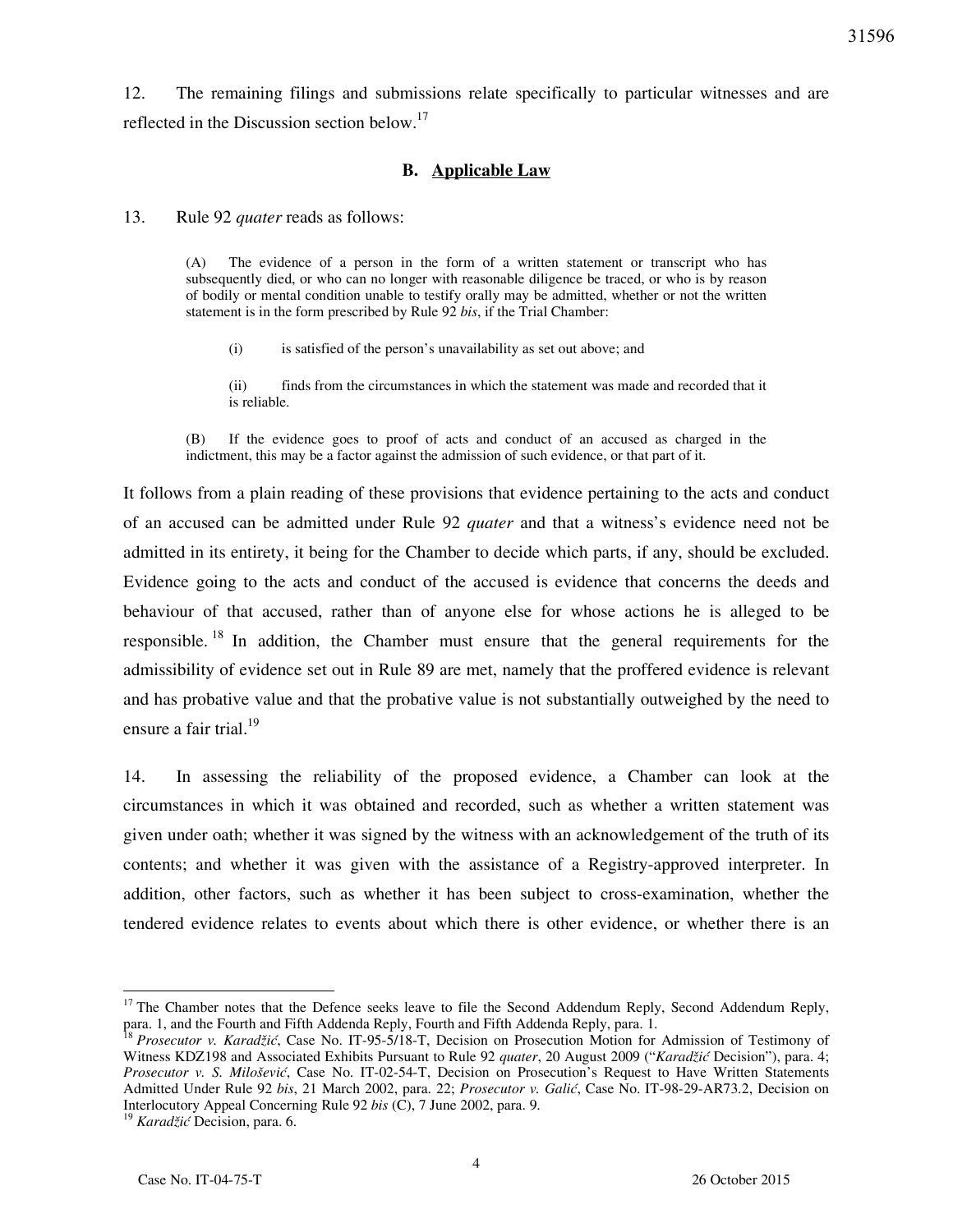12. The remaining filings and submissions relate specifically to particular witnesses and are reflected in the Discussion section below.[17]

## B. Applicable Law

13. Rule 92 *quater* reads as follows:

> (A) The evidence of a person in the form of a written statement or transcript who has subsequently died, or who can no longer with reasonable diligence be traced, or who is by reason of bodily or mental condition unable to testify orally may be admitted, whether or not the written statement is in the form prescribed by Rule 92 *bis*, if the Trial Chamber:
>
> (i) is satisfied of the person's unavailability as set out above; and
>
> (ii) finds from the circumstances in which the statement was made and recorded that it is reliable.
>
> (B) If the evidence goes to proof of acts and conduct of an accused as charged in the indictment, this may be a factor against the admission of such evidence, or that part of it.

It follows from a plain reading of these provisions that evidence pertaining to the acts and conduct of an accused can be admitted under Rule 92 *quater* and that a witness's evidence need not be admitted in its entirety, it being for the Chamber to decide which parts, if any, should be excluded. Evidence going to the acts and conduct of the accused is evidence that concerns the deeds and behaviour of that accused, rather than of anyone else for whose actions he is alleged to be responsible.[18] In addition, the Chamber must ensure that the general requirements for the admissibility of evidence set out in Rule 89 are met, namely that the proffered evidence is relevant and has probative value and that the probative value is not substantially outweighed by the need to ensure a fair trial.[19]

14. In assessing the reliability of the proposed evidence, a Chamber can look at the circumstances in which it was obtained and recorded, such as whether a written statement was given under oath; whether it was signed by the witness with an acknowledgement of the truth of its contents; and whether it was given with the assistance of a Registry-approved interpreter. In addition, other factors, such as whether it has been subject to cross-examination, whether the tendered evidence relates to events about which there is other evidence, or whether there is an

---

[17] The Chamber notes that the Defence seeks leave to file the Second Addendum Reply, Second Addendum Reply, para. 1, and the Fourth and Fifth Addenda Reply, Fourth and Fifth Addenda Reply, para. 1.

[18] *Prosecutor v. Karadžić*, Case No. IT-95-5/18-T, Decision on Prosecution Motion for Admission of Testimony of Witness KDZ198 and Associated Exhibits Pursuant to Rule 92 *quater*, 20 August 2009 ("*Karadžić* Decision"), para. 4; *Prosecutor v. S. Milošević*, Case No. IT-02-54-T, Decision on Prosecution's Request to Have Written Statements Admitted Under Rule 92 *bis*, 21 March 2002, para. 22; *Prosecutor v. Galić*, Case No. IT-98-29-AR73.2, Decision on Interlocutory Appeal Concerning Rule 92 *bis* (C), 7 June 2002, para. 9.

[19] *Karadžić* Decision, para. 6.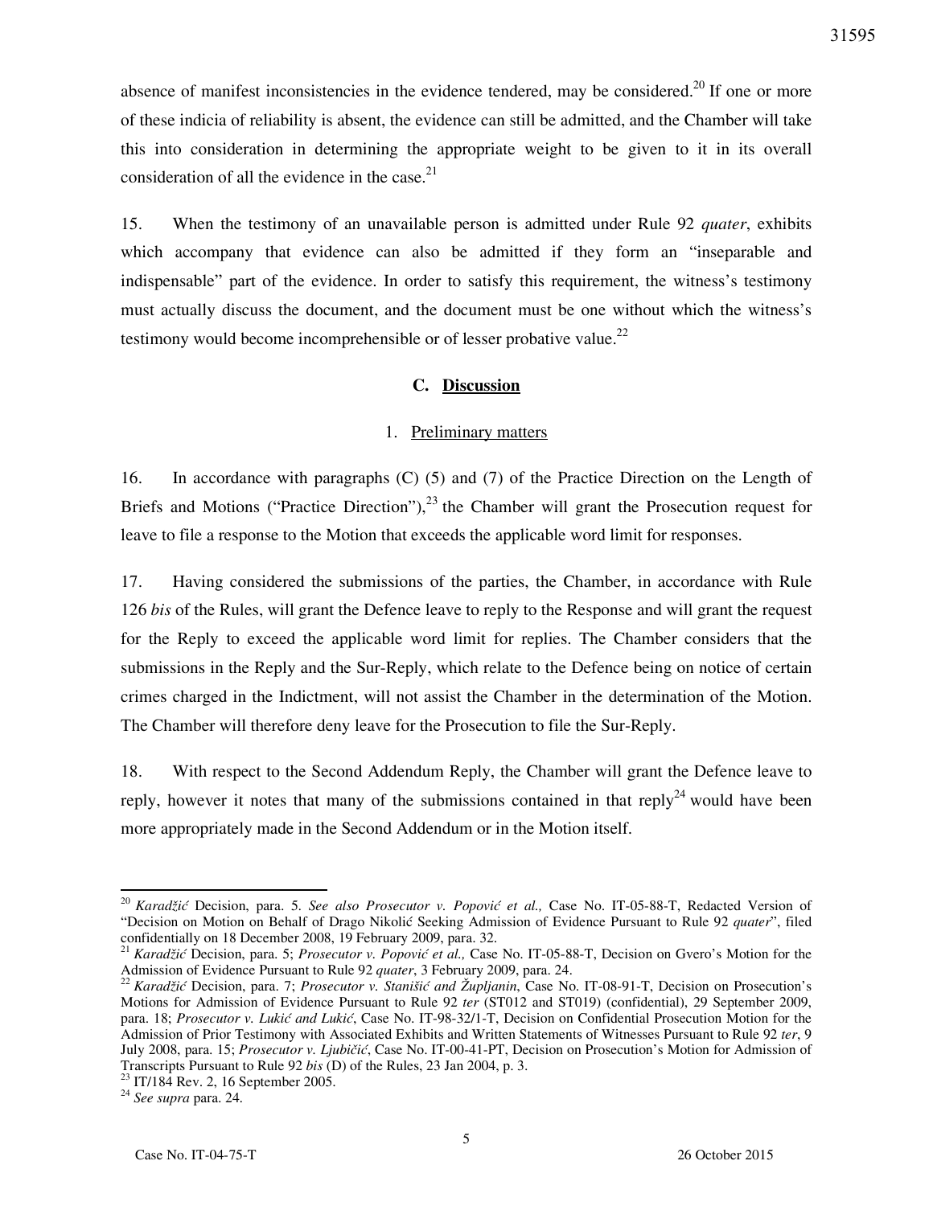absence of manifest inconsistencies in the evidence tendered, may be considered.[20] If one or more of these indicia of reliability is absent, the evidence can still be admitted, and the Chamber will take this into consideration in determining the appropriate weight to be given to it in its overall consideration of all the evidence in the case.[21]

15. When the testimony of an unavailable person is admitted under Rule 92 *quater*, exhibits which accompany that evidence can also be admitted if they form an "inseparable and indispensable" part of the evidence. In order to satisfy this requirement, the witness's testimony must actually discuss the document, and the document must be one without which the witness's testimony would become incomprehensible or of lesser probative value.[22]

## C. Discussion

### 1. Preliminary matters

16. In accordance with paragraphs (C) (5) and (7) of the Practice Direction on the Length of Briefs and Motions ("Practice Direction"),[23] the Chamber will grant the Prosecution request for leave to file a response to the Motion that exceeds the applicable word limit for responses.

17. Having considered the submissions of the parties, the Chamber, in accordance with Rule 126 *bis* of the Rules, will grant the Defence leave to reply to the Response and will grant the request for the Reply to exceed the applicable word limit for replies. The Chamber considers that the submissions in the Reply and the Sur-Reply, which relate to the Defence being on notice of certain crimes charged in the Indictment, will not assist the Chamber in the determination of the Motion. The Chamber will therefore deny leave for the Prosecution to file the Sur-Reply.

18. With respect to the Second Addendum Reply, the Chamber will grant the Defence leave to reply, however it notes that many of the submissions contained in that reply[24] would have been more appropriately made in the Second Addendum or in the Motion itself.

---

[20] *Karadžić* Decision, para. 5. *See also Prosecutor v. Popović et al.,* Case No. IT-05-88-T, Redacted Version of "Decision on Motion on Behalf of Drago Nikolić Seeking Admission of Evidence Pursuant to Rule 92 *quater*", filed confidentially on 18 December 2008, 19 February 2009, para. 32.

[21] *Karadžić* Decision, para. 5; *Prosecutor v. Popović et al.,* Case No. IT-05-88-T, Decision on Gvero's Motion for the Admission of Evidence Pursuant to Rule 92 *quater*, 3 February 2009, para. 24.

[22] *Karadžić* Decision, para. 7; *Prosecutor v. Stanišić and Župljanin*, Case No. IT-08-91-T, Decision on Prosecution's Motions for Admission of Evidence Pursuant to Rule 92 *ter* (ST012 and ST019) (confidential), 29 September 2009, para. 18; *Prosecutor v. Lukić and Lukić*, Case No. IT-98-32/1-T, Decision on Confidential Prosecution Motion for the Admission of Prior Testimony with Associated Exhibits and Written Statements of Witnesses Pursuant to Rule 92 *ter*, 9 July 2008, para. 15; *Prosecutor v. Ljubičić*, Case No. IT-00-41-PT, Decision on Prosecution's Motion for Admission of Transcripts Pursuant to Rule 92 *bis* (D) of the Rules, 23 Jan 2004, p. 3.

[23] IT/184 Rev. 2, 16 September 2005.

[24] *See supra* para. 24.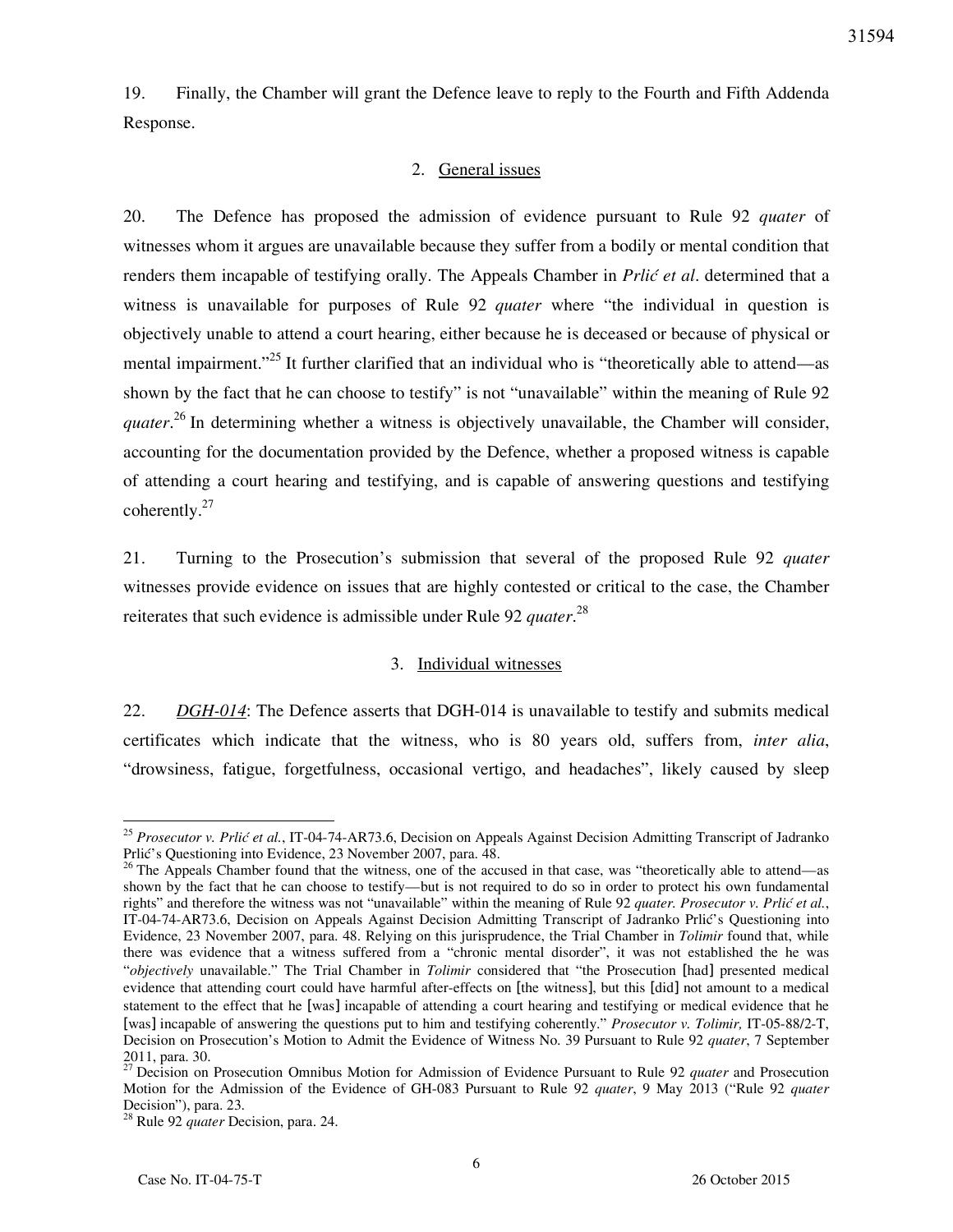19. Finally, the Chamber will grant the Defence leave to reply to the Fourth and Fifth Addenda Response.

## 2. General issues

20. The Defence has proposed the admission of evidence pursuant to Rule 92 *quater* of witnesses whom it argues are unavailable because they suffer from a bodily or mental condition that renders them incapable of testifying orally. The Appeals Chamber in *Prlić et al*. determined that a witness is unavailable for purposes of Rule 92 *quater* where "the individual in question is objectively unable to attend a court hearing, either because he is deceased or because of physical or mental impairment."[25] It further clarified that an individual who is "theoretically able to attend—as shown by the fact that he can choose to testify" is not "unavailable" within the meaning of Rule 92 *quater*.[26] In determining whether a witness is objectively unavailable, the Chamber will consider, accounting for the documentation provided by the Defence, whether a proposed witness is capable of attending a court hearing and testifying, and is capable of answering questions and testifying coherently.[27]

21. Turning to the Prosecution's submission that several of the proposed Rule 92 *quater* witnesses provide evidence on issues that are highly contested or critical to the case, the Chamber reiterates that such evidence is admissible under Rule 92 *quater*.[28]

## 3. Individual witnesses

22. *DGH-014*: The Defence asserts that DGH-014 is unavailable to testify and submits medical certificates which indicate that the witness, who is 80 years old, suffers from, *inter alia*, "drowsiness, fatigue, forgetfulness, occasional vertigo, and headaches", likely caused by sleep

---

[25] *Prosecutor v. Prlić et al.*, IT-04-74-AR73.6, Decision on Appeals Against Decision Admitting Transcript of Jadranko Prlić's Questioning into Evidence, 23 November 2007, para. 48.

[26] The Appeals Chamber found that the witness, one of the accused in that case, was "theoretically able to attend—as shown by the fact that he can choose to testify—but is not required to do so in order to protect his own fundamental rights" and therefore the witness was not "unavailable" within the meaning of Rule 92 *quater*. *Prosecutor v. Prlić et al.*, IT-04-74-AR73.6, Decision on Appeals Against Decision Admitting Transcript of Jadranko Prlić's Questioning into Evidence, 23 November 2007, para. 48. Relying on this jurisprudence, the Trial Chamber in *Tolimir* found that, while there was evidence that a witness suffered from a "chronic mental disorder", it was not established the he was "*objectively* unavailable." The Trial Chamber in *Tolimir* considered that "the Prosecution [had] presented medical evidence that attending court could have harmful after-effects on [the witness], but this [did] not amount to a medical statement to the effect that he [was] incapable of attending a court hearing and testifying or medical evidence that he [was] incapable of answering the questions put to him and testifying coherently." *Prosecutor v. Tolimir,* IT-05-88/2-T, Decision on Prosecution's Motion to Admit the Evidence of Witness No. 39 Pursuant to Rule 92 *quater*, 7 September 2011, para. 30.

[27] Decision on Prosecution Omnibus Motion for Admission of Evidence Pursuant to Rule 92 *quater* and Prosecution Motion for the Admission of the Evidence of GH-083 Pursuant to Rule 92 *quater*, 9 May 2013 ("Rule 92 *quater* Decision"), para. 23.

[28] Rule 92 *quater* Decision, para. 24.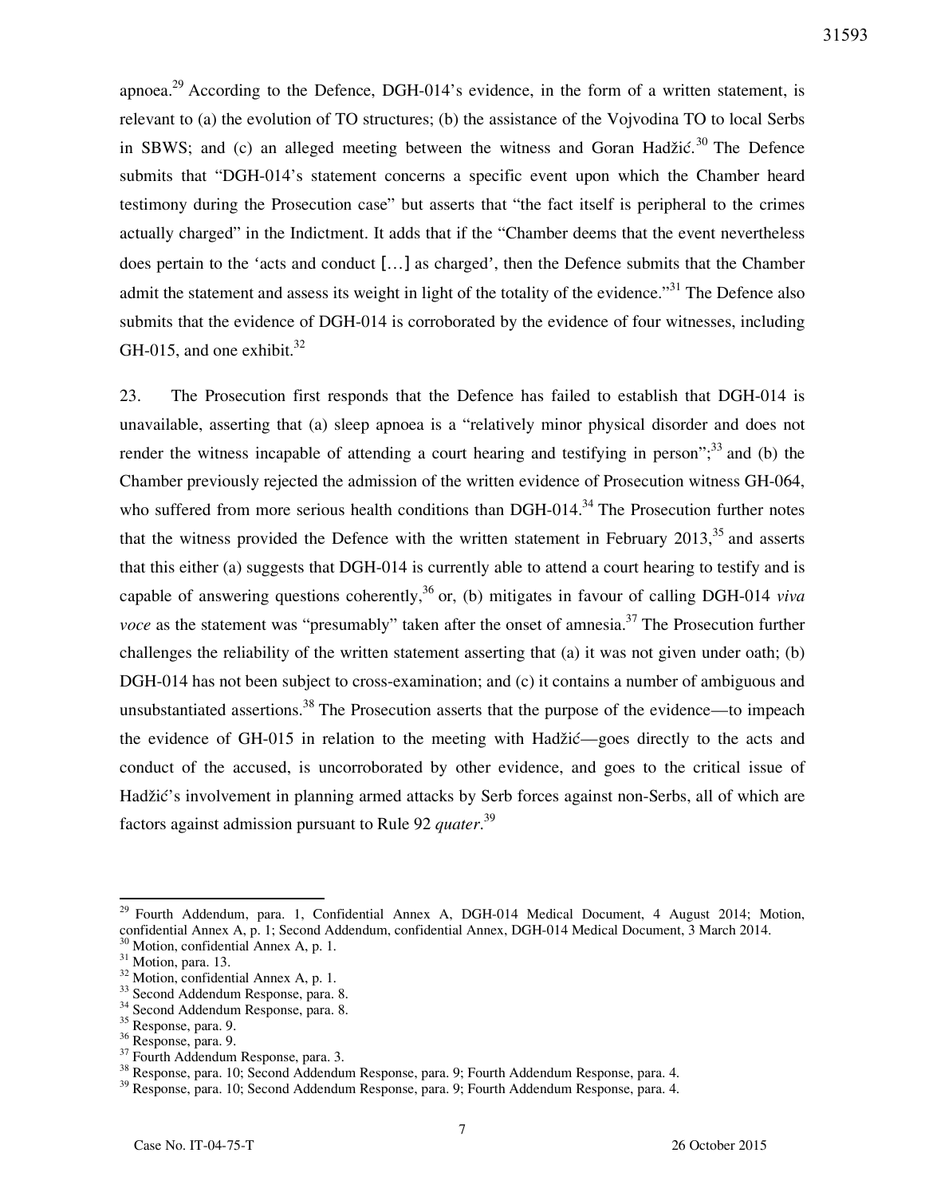apnoea.[29] According to the Defence, DGH-014's evidence, in the form of a written statement, is relevant to (a) the evolution of TO structures; (b) the assistance of the Vojvodina TO to local Serbs in SBWS; and (c) an alleged meeting between the witness and Goran Hadžić.[30] The Defence submits that "DGH-014's statement concerns a specific event upon which the Chamber heard testimony during the Prosecution case" but asserts that "the fact itself is peripheral to the crimes actually charged" in the Indictment. It adds that if the "Chamber deems that the event nevertheless does pertain to the 'acts and conduct [...] as charged', then the Defence submits that the Chamber admit the statement and assess its weight in light of the totality of the evidence."[31] The Defence also submits that the evidence of DGH-014 is corroborated by the evidence of four witnesses, including GH-015, and one exhibit.[32]

23. The Prosecution first responds that the Defence has failed to establish that DGH-014 is unavailable, asserting that (a) sleep apnoea is a "relatively minor physical disorder and does not render the witness incapable of attending a court hearing and testifying in person";[33] and (b) the Chamber previously rejected the admission of the written evidence of Prosecution witness GH-064, who suffered from more serious health conditions than DGH-014.[34] The Prosecution further notes that the witness provided the Defence with the written statement in February 2013,[35] and asserts that this either (a) suggests that DGH-014 is currently able to attend a court hearing to testify and is capable of answering questions coherently,[36] or, (b) mitigates in favour of calling DGH-014 *viva voce* as the statement was "presumably" taken after the onset of amnesia.[37] The Prosecution further challenges the reliability of the written statement asserting that (a) it was not given under oath; (b) DGH-014 has not been subject to cross-examination; and (c) it contains a number of ambiguous and unsubstantiated assertions.[38] The Prosecution asserts that the purpose of the evidence—to impeach the evidence of GH-015 in relation to the meeting with Hadžić—goes directly to the acts and conduct of the accused, is uncorroborated by other evidence, and goes to the critical issue of Hadžić's involvement in planning armed attacks by Serb forces against non-Serbs, all of which are factors against admission pursuant to Rule 92 *quater*.[39]

---

[29] Fourth Addendum, para. 1, Confidential Annex A, DGH-014 Medical Document, 4 August 2014; Motion, confidential Annex A, p. 1; Second Addendum, confidential Annex, DGH-014 Medical Document, 3 March 2014.

[30] Motion, confidential Annex A, p. 1.

[31] Motion, para. 13.

[32] Motion, confidential Annex A, p. 1.

[33] Second Addendum Response, para. 8.

[34] Second Addendum Response, para. 8.

[35] Response, para. 9.

[36] Response, para. 9.

[37] Fourth Addendum Response, para. 3.

[38] Response, para. 10; Second Addendum Response, para. 9; Fourth Addendum Response, para. 4.

[39] Response, para. 10; Second Addendum Response, para. 9; Fourth Addendum Response, para. 4.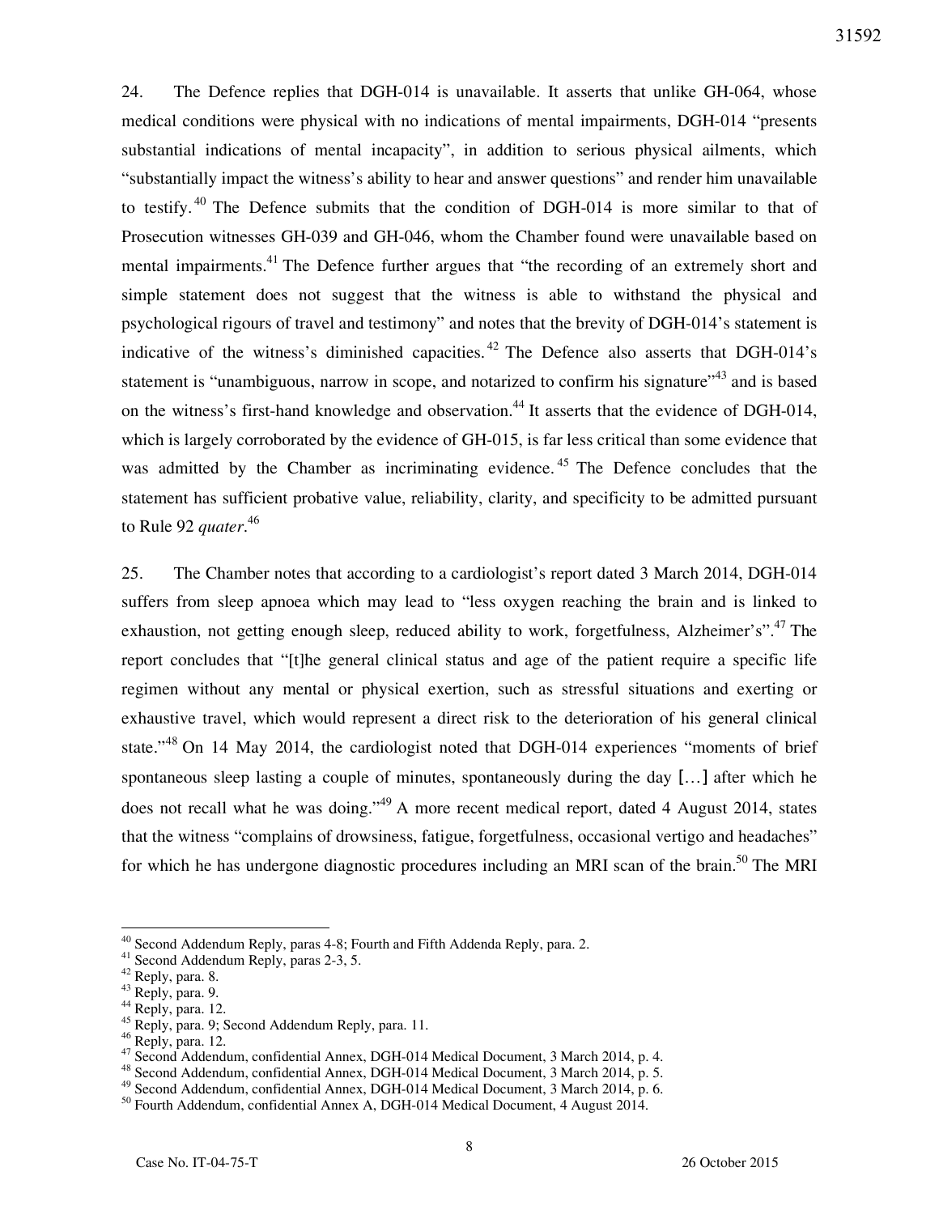24. The Defence replies that DGH-014 is unavailable. It asserts that unlike GH-064, whose medical conditions were physical with no indications of mental impairments, DGH-014 "presents substantial indications of mental incapacity", in addition to serious physical ailments, which "substantially impact the witness's ability to hear and answer questions" and render him unavailable to testify.[40] The Defence submits that the condition of DGH-014 is more similar to that of Prosecution witnesses GH-039 and GH-046, whom the Chamber found were unavailable based on mental impairments.[41] The Defence further argues that "the recording of an extremely short and simple statement does not suggest that the witness is able to withstand the physical and psychological rigours of travel and testimony" and notes that the brevity of DGH-014's statement is indicative of the witness's diminished capacities.[42] The Defence also asserts that DGH-014's statement is "unambiguous, narrow in scope, and notarized to confirm his signature"[43] and is based on the witness's first-hand knowledge and observation.[44] It asserts that the evidence of DGH-014, which is largely corroborated by the evidence of GH-015, is far less critical than some evidence that was admitted by the Chamber as incriminating evidence.[45] The Defence concludes that the statement has sufficient probative value, reliability, clarity, and specificity to be admitted pursuant to Rule 92 *quater*.[46]

25. The Chamber notes that according to a cardiologist's report dated 3 March 2014, DGH-014 suffers from sleep apnoea which may lead to "less oxygen reaching the brain and is linked to exhaustion, not getting enough sleep, reduced ability to work, forgetfulness, Alzheimer's".[47] The report concludes that "[t]he general clinical status and age of the patient require a specific life regimen without any mental or physical exertion, such as stressful situations and exerting or exhaustive travel, which would represent a direct risk to the deterioration of his general clinical state."[48] On 14 May 2014, the cardiologist noted that DGH-014 experiences "moments of brief spontaneous sleep lasting a couple of minutes, spontaneously during the day […] after which he does not recall what he was doing."[49] A more recent medical report, dated 4 August 2014, states that the witness "complains of drowsiness, fatigue, forgetfulness, occasional vertigo and headaches" for which he has undergone diagnostic procedures including an MRI scan of the brain.[50] The MRI

---

[40] Second Addendum Reply, paras 4-8; Fourth and Fifth Addenda Reply, para. 2.
[41] Second Addendum Reply, paras 2-3, 5.
[42] Reply, para. 8.
[43] Reply, para. 9.
[44] Reply, para. 12.
[45] Reply, para. 9; Second Addendum Reply, para. 11.
[46] Reply, para. 12.
[47] Second Addendum, confidential Annex, DGH-014 Medical Document, 3 March 2014, p. 4.
[48] Second Addendum, confidential Annex, DGH-014 Medical Document, 3 March 2014, p. 5.
[49] Second Addendum, confidential Annex, DGH-014 Medical Document, 3 March 2014, p. 6.
[50] Fourth Addendum, confidential Annex A, DGH-014 Medical Document, 4 August 2014.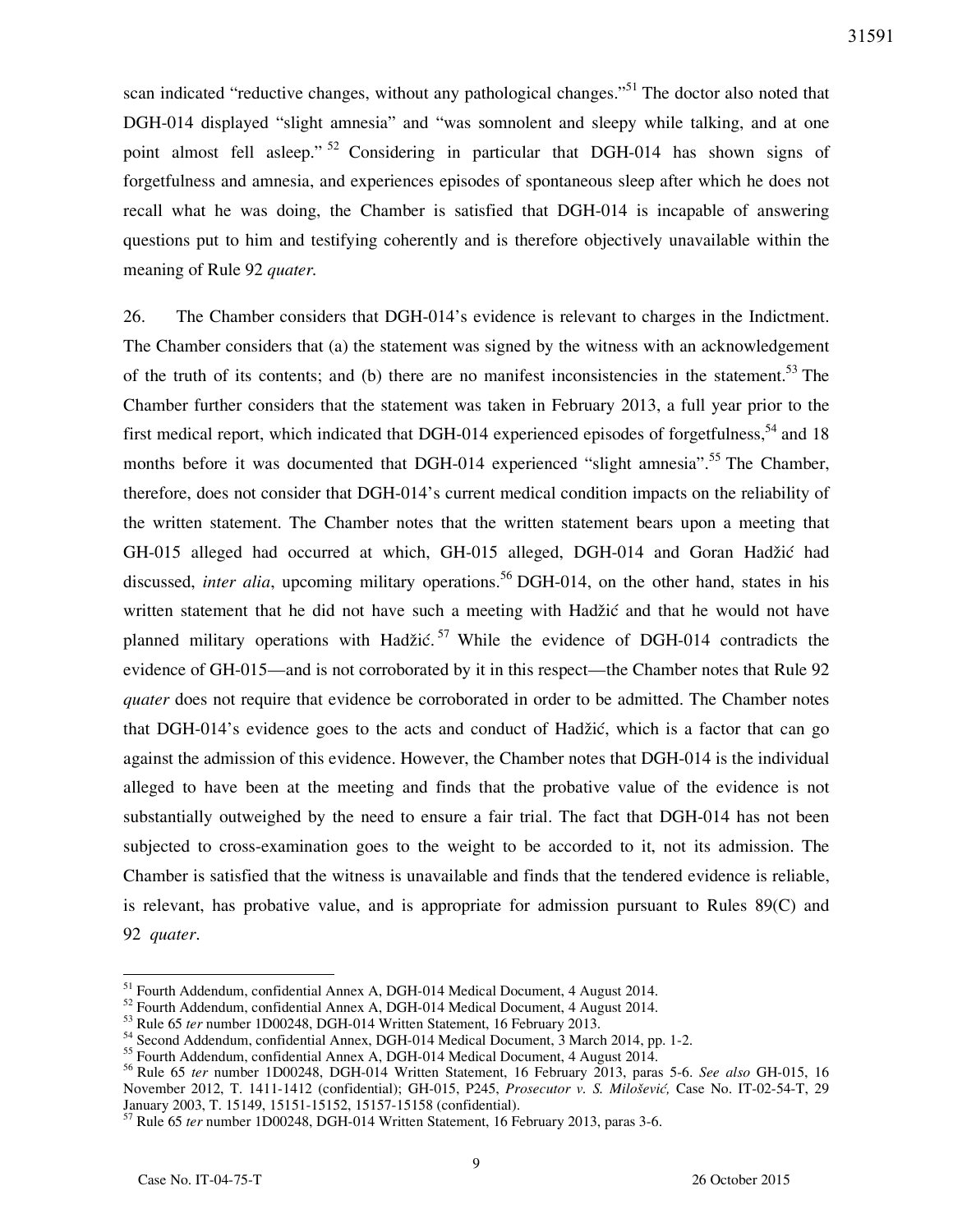scan indicated "reductive changes, without any pathological changes."[51] The doctor also noted that DGH-014 displayed "slight amnesia" and "was somnolent and sleepy while talking, and at one point almost fell asleep."[52] Considering in particular that DGH-014 has shown signs of forgetfulness and amnesia, and experiences episodes of spontaneous sleep after which he does not recall what he was doing, the Chamber is satisfied that DGH-014 is incapable of answering questions put to him and testifying coherently and is therefore objectively unavailable within the meaning of Rule 92 *quater*.

26. The Chamber considers that DGH-014's evidence is relevant to charges in the Indictment. The Chamber considers that (a) the statement was signed by the witness with an acknowledgement of the truth of its contents; and (b) there are no manifest inconsistencies in the statement.[53] The Chamber further considers that the statement was taken in February 2013, a full year prior to the first medical report, which indicated that DGH-014 experienced episodes of forgetfulness,[54] and 18 months before it was documented that DGH-014 experienced "slight amnesia".[55] The Chamber, therefore, does not consider that DGH-014's current medical condition impacts on the reliability of the written statement. The Chamber notes that the written statement bears upon a meeting that GH-015 alleged had occurred at which, GH-015 alleged, DGH-014 and Goran Hadžić had discussed, *inter alia*, upcoming military operations.[56] DGH-014, on the other hand, states in his written statement that he did not have such a meeting with Hadžić and that he would not have planned military operations with Hadžić.[57] While the evidence of DGH-014 contradicts the evidence of GH-015—and is not corroborated by it in this respect—the Chamber notes that Rule 92 *quater* does not require that evidence be corroborated in order to be admitted. The Chamber notes that DGH-014's evidence goes to the acts and conduct of Hadžić, which is a factor that can go against the admission of this evidence. However, the Chamber notes that DGH-014 is the individual alleged to have been at the meeting and finds that the probative value of the evidence is not substantially outweighed by the need to ensure a fair trial. The fact that DGH-014 has not been subjected to cross-examination goes to the weight to be accorded to it, not its admission. The Chamber is satisfied that the witness is unavailable and finds that the tendered evidence is reliable, is relevant, has probative value, and is appropriate for admission pursuant to Rules 89(C) and 92 *quater*.

---

[51] Fourth Addendum, confidential Annex A, DGH-014 Medical Document, 4 August 2014.

[52] Fourth Addendum, confidential Annex A, DGH-014 Medical Document, 4 August 2014.

[53] Rule 65 *ter* number 1D00248, DGH-014 Written Statement, 16 February 2013.

[54] Second Addendum, confidential Annex, DGH-014 Medical Document, 3 March 2014, pp. 1-2.

[55] Fourth Addendum, confidential Annex A, DGH-014 Medical Document, 4 August 2014.

[56] Rule 65 *ter* number 1D00248, DGH-014 Written Statement, 16 February 2013, paras 5-6. *See also* GH-015, 16 November 2012, T. 1411-1412 (confidential); GH-015, P245, *Prosecutor v. S. Milošević,* Case No. IT-02-54-T, 29 January 2003, T. 15149, 15151-15152, 15157-15158 (confidential).

[57] Rule 65 *ter* number 1D00248, DGH-014 Written Statement, 16 February 2013, paras 3-6.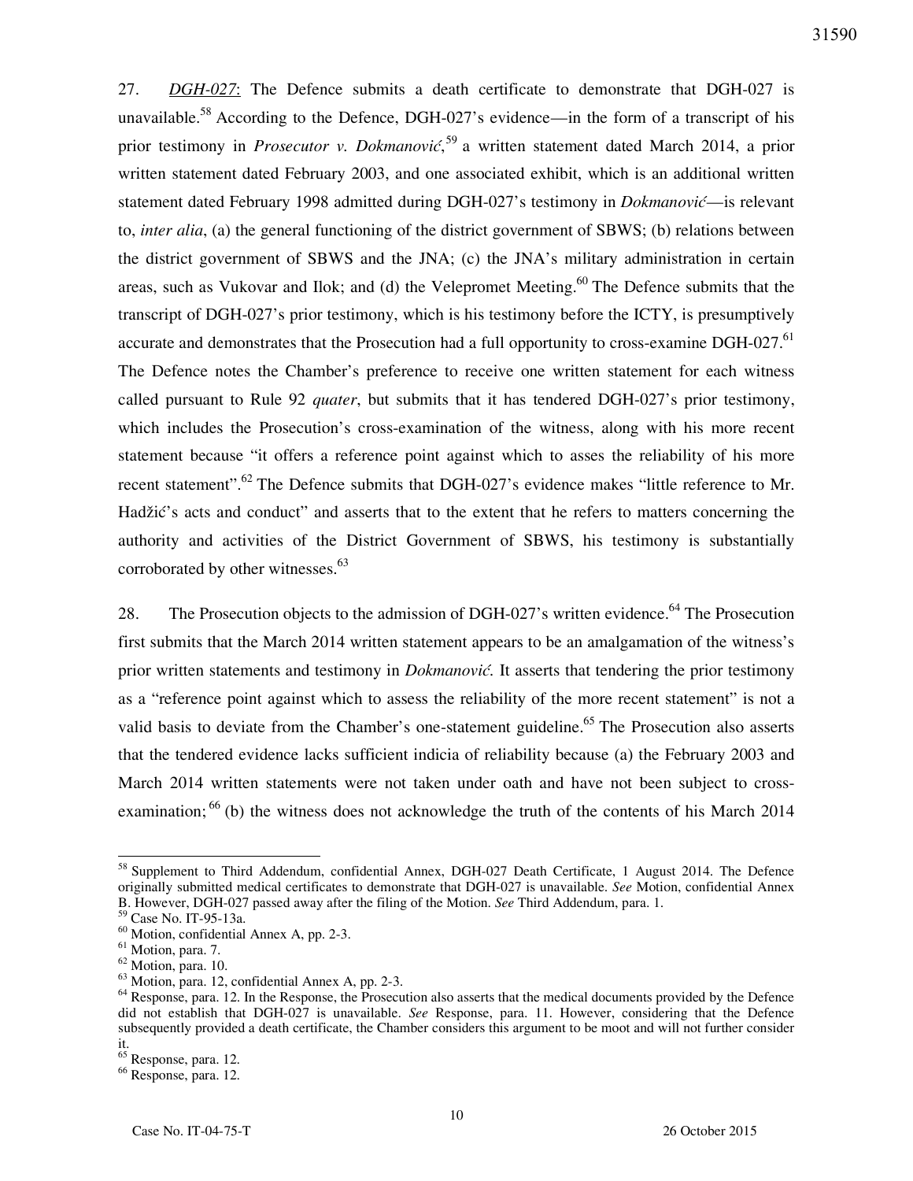27. *DGH-027*: The Defence submits a death certificate to demonstrate that DGH-027 is unavailable.[58] According to the Defence, DGH-027's evidence—in the form of a transcript of his prior testimony in *Prosecutor v. Dokmanović*,[59] a written statement dated March 2014, a prior written statement dated February 2003, and one associated exhibit, which is an additional written statement dated February 1998 admitted during DGH-027's testimony in *Dokmanović*—is relevant to, *inter alia*, (a) the general functioning of the district government of SBWS; (b) relations between the district government of SBWS and the JNA; (c) the JNA's military administration in certain areas, such as Vukovar and Ilok; and (d) the Velepromet Meeting.[60] The Defence submits that the transcript of DGH-027's prior testimony, which is his testimony before the ICTY, is presumptively accurate and demonstrates that the Prosecution had a full opportunity to cross-examine DGH-027.[61] The Defence notes the Chamber's preference to receive one written statement for each witness called pursuant to Rule 92 *quater*, but submits that it has tendered DGH-027's prior testimony, which includes the Prosecution's cross-examination of the witness, along with his more recent statement because "it offers a reference point against which to asses the reliability of his more recent statement".[62] The Defence submits that DGH-027's evidence makes "little reference to Mr. Hadžić's acts and conduct" and asserts that to the extent that he refers to matters concerning the authority and activities of the District Government of SBWS, his testimony is substantially corroborated by other witnesses.[63]

28. The Prosecution objects to the admission of DGH-027's written evidence.[64] The Prosecution first submits that the March 2014 written statement appears to be an amalgamation of the witness's prior written statements and testimony in *Dokmanović*. It asserts that tendering the prior testimony as a "reference point against which to assess the reliability of the more recent statement" is not a valid basis to deviate from the Chamber's one-statement guideline.[65] The Prosecution also asserts that the tendered evidence lacks sufficient indicia of reliability because (a) the February 2003 and March 2014 written statements were not taken under oath and have not been subject to cross-examination;[66] (b) the witness does not acknowledge the truth of the contents of his March 2014

---

[58] Supplement to Third Addendum, confidential Annex, DGH-027 Death Certificate, 1 August 2014. The Defence originally submitted medical certificates to demonstrate that DGH-027 is unavailable. *See* Motion, confidential Annex B. However, DGH-027 passed away after the filing of the Motion. *See* Third Addendum, para. 1.

[59] Case No. IT-95-13a.

[60] Motion, confidential Annex A, pp. 2-3.

[61] Motion, para. 7.

[62] Motion, para. 10.

[63] Motion, para. 12, confidential Annex A, pp. 2-3.

[64] Response, para. 12. In the Response, the Prosecution also asserts that the medical documents provided by the Defence did not establish that DGH-027 is unavailable. *See* Response, para. 11. However, considering that the Defence subsequently provided a death certificate, the Chamber considers this argument to be moot and will not further consider it.

[65] Response, para. 12.

[66] Response, para. 12.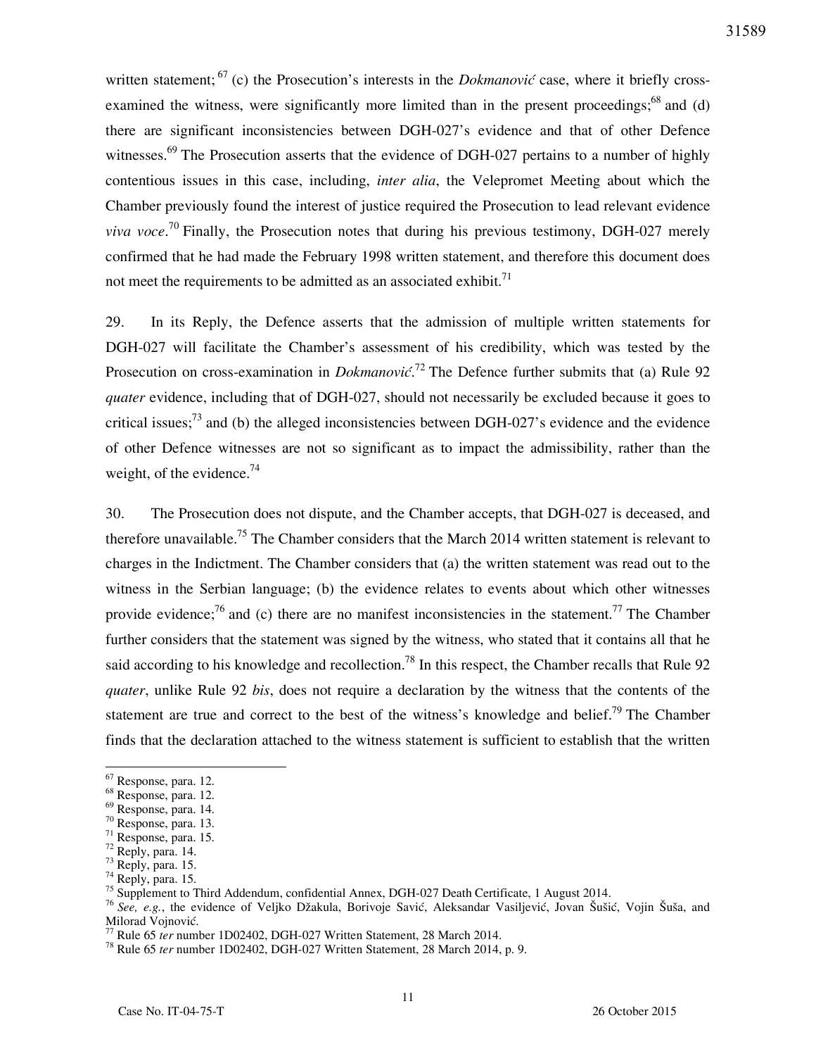written statement;[67] (c) the Prosecution's interests in the *Dokmanović* case, where it briefly cross-examined the witness, were significantly more limited than in the present proceedings;[68] and (d) there are significant inconsistencies between DGH-027's evidence and that of other Defence witnesses.[69] The Prosecution asserts that the evidence of DGH-027 pertains to a number of highly contentious issues in this case, including, *inter alia*, the Velepromet Meeting about which the Chamber previously found the interest of justice required the Prosecution to lead relevant evidence *viva voce*.[70] Finally, the Prosecution notes that during his previous testimony, DGH-027 merely confirmed that he had made the February 1998 written statement, and therefore this document does not meet the requirements to be admitted as an associated exhibit.[71]

29. In its Reply, the Defence asserts that the admission of multiple written statements for DGH-027 will facilitate the Chamber's assessment of his credibility, which was tested by the Prosecution on cross-examination in *Dokmanović*.[72] The Defence further submits that (a) Rule 92 *quater* evidence, including that of DGH-027, should not necessarily be excluded because it goes to critical issues;[73] and (b) the alleged inconsistencies between DGH-027's evidence and the evidence of other Defence witnesses are not so significant as to impact the admissibility, rather than the weight, of the evidence.[74]

30. The Prosecution does not dispute, and the Chamber accepts, that DGH-027 is deceased, and therefore unavailable.[75] The Chamber considers that the March 2014 written statement is relevant to charges in the Indictment. The Chamber considers that (a) the written statement was read out to the witness in the Serbian language; (b) the evidence relates to events about which other witnesses provide evidence;[76] and (c) there are no manifest inconsistencies in the statement.[77] The Chamber further considers that the statement was signed by the witness, who stated that it contains all that he said according to his knowledge and recollection.[78] In this respect, the Chamber recalls that Rule 92 *quater*, unlike Rule 92 *bis*, does not require a declaration by the witness that the contents of the statement are true and correct to the best of the witness's knowledge and belief.[79] The Chamber finds that the declaration attached to the witness statement is sufficient to establish that the written

---

[67] Response, para. 12.
[68] Response, para. 12.
[69] Response, para. 14.
[70] Response, para. 13.
[71] Response, para. 15.
[72] Reply, para. 14.
[73] Reply, para. 15.
[74] Reply, para. 15.
[75] Supplement to Third Addendum, confidential Annex, DGH-027 Death Certificate, 1 August 2014.
[76] *See, e.g.*, the evidence of Veljko Džakula, Borivoje Savić, Aleksandar Vasiljević, Jovan Šušić, Vojin Šuša, and Milorad Vojnović.
[77] Rule 65 *ter* number 1D02402, DGH-027 Written Statement, 28 March 2014.
[78] Rule 65 *ter* number 1D02402, DGH-027 Written Statement, 28 March 2014, p. 9.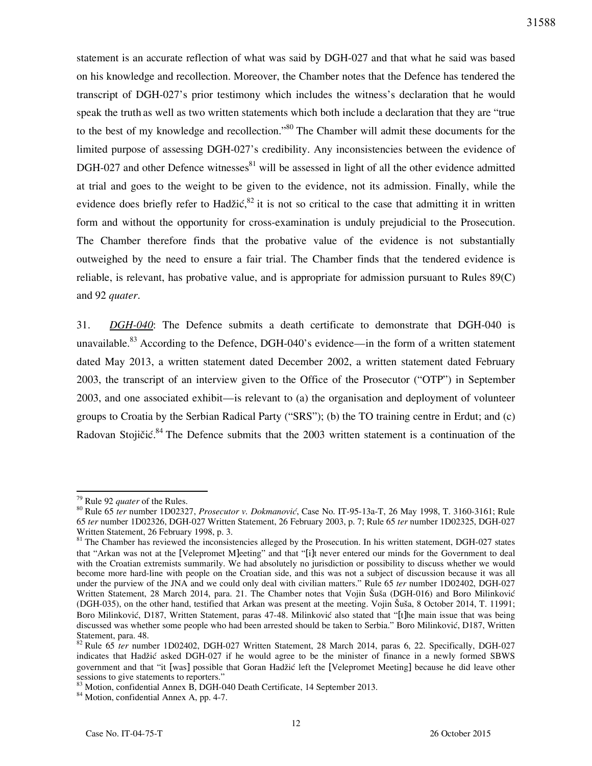statement is an accurate reflection of what was said by DGH-027 and that what he said was based on his knowledge and recollection. Moreover, the Chamber notes that the Defence has tendered the transcript of DGH-027's prior testimony which includes the witness's declaration that he would speak the truth as well as two written statements which both include a declaration that they are "true to the best of my knowledge and recollection."[80] The Chamber will admit these documents for the limited purpose of assessing DGH-027's credibility. Any inconsistencies between the evidence of DGH-027 and other Defence witnesses[81] will be assessed in light of all the other evidence admitted at trial and goes to the weight to be given to the evidence, not its admission. Finally, while the evidence does briefly refer to Hadžić,[82] it is not so critical to the case that admitting it in written form and without the opportunity for cross-examination is unduly prejudicial to the Prosecution. The Chamber therefore finds that the probative value of the evidence is not substantially outweighed by the need to ensure a fair trial. The Chamber finds that the tendered evidence is reliable, is relevant, has probative value, and is appropriate for admission pursuant to Rules 89(C) and 92 *quater*.

31. ***DGH-040***: The Defence submits a death certificate to demonstrate that DGH-040 is unavailable.[83] According to the Defence, DGH-040's evidence—in the form of a written statement dated May 2013, a written statement dated December 2002, a written statement dated February 2003, the transcript of an interview given to the Office of the Prosecutor ("OTP") in September 2003, and one associated exhibit—is relevant to (a) the organisation and deployment of volunteer groups to Croatia by the Serbian Radical Party ("SRS"); (b) the TO training centre in Erdut; and (c) Radovan Stojičić.[84] The Defence submits that the 2003 written statement is a continuation of the

---

[79] Rule 92 *quater* of the Rules.

[80] Rule 65 *ter* number 1D02327, *Prosecutor v. Dokmanović*, Case No. IT-95-13a-T, 26 May 1998, T. 3160-3161; Rule 65 *ter* number 1D02326, DGH-027 Written Statement, 26 February 2003, p. 7; Rule 65 *ter* number 1D02325, DGH-027 Written Statement, 26 February 1998, p. 3.

[81] The Chamber has reviewed the inconsistencies alleged by the Prosecution. In his written statement, DGH-027 states that "Arkan was not at the [Velepromet M]eeting" and that "[i]t never entered our minds for the Government to deal with the Croatian extremists summarily. We had absolutely no jurisdiction or possibility to discuss whether we would become more hard-line with people on the Croatian side, and this was not a subject of discussion because it was all under the purview of the JNA and we could only deal with civilian matters." Rule 65 *ter* number 1D02402, DGH-027 Written Statement, 28 March 2014, para. 21. The Chamber notes that Vojin Šuša (DGH-016) and Boro Milinković (DGH-035), on the other hand, testified that Arkan was present at the meeting. Vojin Šuša, 8 October 2014, T. 11991; Boro Milinković, D187, Written Statement, paras 47-48. Milinković also stated that "[t]he main issue that was being discussed was whether some people who had been arrested should be taken to Serbia." Boro Milinković, D187, Written Statement, para. 48.

[82] Rule 65 *ter* number 1D02402, DGH-027 Written Statement, 28 March 2014, paras 6, 22. Specifically, DGH-027 indicates that Hadžić asked DGH-027 if he would agree to be the minister of finance in a newly formed SBWS government and that "it [was] possible that Goran Hadžić left the [Velepromet Meeting] because he did leave other sessions to give statements to reporters."

[83] Motion, confidential Annex B, DGH-040 Death Certificate, 14 September 2013.

[84] Motion, confidential Annex A, pp. 4-7.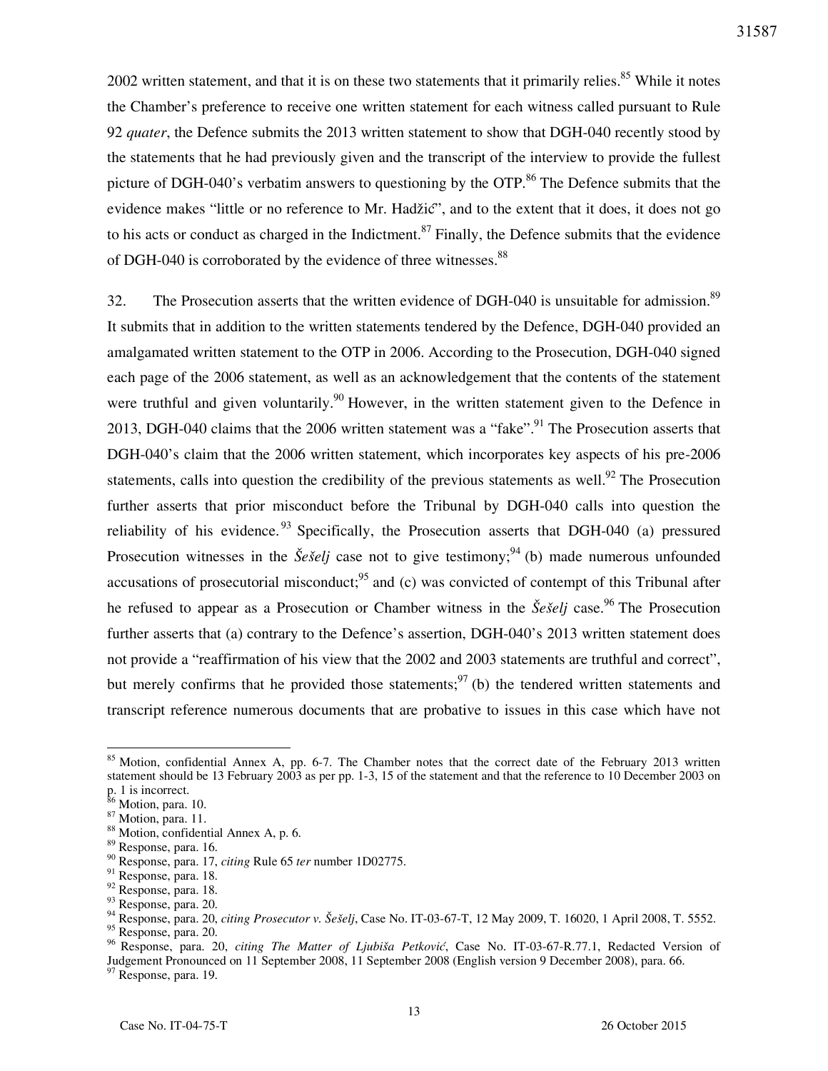2002 written statement, and that it is on these two statements that it primarily relies.[85] While it notes the Chamber's preference to receive one written statement for each witness called pursuant to Rule 92 *quater*, the Defence submits the 2013 written statement to show that DGH-040 recently stood by the statements that he had previously given and the transcript of the interview to provide the fullest picture of DGH-040's verbatim answers to questioning by the OTP.[86] The Defence submits that the evidence makes "little or no reference to Mr. Hadžić", and to the extent that it does, it does not go to his acts or conduct as charged in the Indictment.[87] Finally, the Defence submits that the evidence of DGH-040 is corroborated by the evidence of three witnesses.[88]

32. The Prosecution asserts that the written evidence of DGH-040 is unsuitable for admission.[89] It submits that in addition to the written statements tendered by the Defence, DGH-040 provided an amalgamated written statement to the OTP in 2006. According to the Prosecution, DGH-040 signed each page of the 2006 statement, as well as an acknowledgement that the contents of the statement were truthful and given voluntarily.[90] However, in the written statement given to the Defence in 2013, DGH-040 claims that the 2006 written statement was a "fake".[91] The Prosecution asserts that DGH-040's claim that the 2006 written statement, which incorporates key aspects of his pre-2006 statements, calls into question the credibility of the previous statements as well.[92] The Prosecution further asserts that prior misconduct before the Tribunal by DGH-040 calls into question the reliability of his evidence.[93] Specifically, the Prosecution asserts that DGH-040 (a) pressured Prosecution witnesses in the *Šešelj* case not to give testimony;[94] (b) made numerous unfounded accusations of prosecutorial misconduct;[95] and (c) was convicted of contempt of this Tribunal after he refused to appear as a Prosecution or Chamber witness in the *Šešelj* case.[96] The Prosecution further asserts that (a) contrary to the Defence's assertion, DGH-040's 2013 written statement does not provide a "reaffirmation of his view that the 2002 and 2003 statements are truthful and correct", but merely confirms that he provided those statements;[97] (b) the tendered written statements and transcript reference numerous documents that are probative to issues in this case which have not

---

[85] Motion, confidential Annex A, pp. 6-7. The Chamber notes that the correct date of the February 2013 written statement should be 13 February 2003 as per pp. 1-3, 15 of the statement and that the reference to 10 December 2003 on p. 1 is incorrect.

[86] Motion, para. 10.

[87] Motion, para. 11.

[88] Motion, confidential Annex A, p. 6.

[89] Response, para. 16.

[90] Response, para. 17, *citing* Rule 65 *ter* number 1D02775.

[91] Response, para. 18.

[92] Response, para. 18.

[93] Response, para. 20.

[94] Response, para. 20, *citing Prosecutor v. Šešelj*, Case No. IT-03-67-T, 12 May 2009, T. 16020, 1 April 2008, T. 5552.

[95] Response, para. 20.

[96] Response, para. 20, *citing The Matter of Ljubiša Petković*, Case No. IT-03-67-R.77.1, Redacted Version of Judgement Pronounced on 11 September 2008, 11 September 2008 (English version 9 December 2008), para. 66.

[97] Response, para. 19.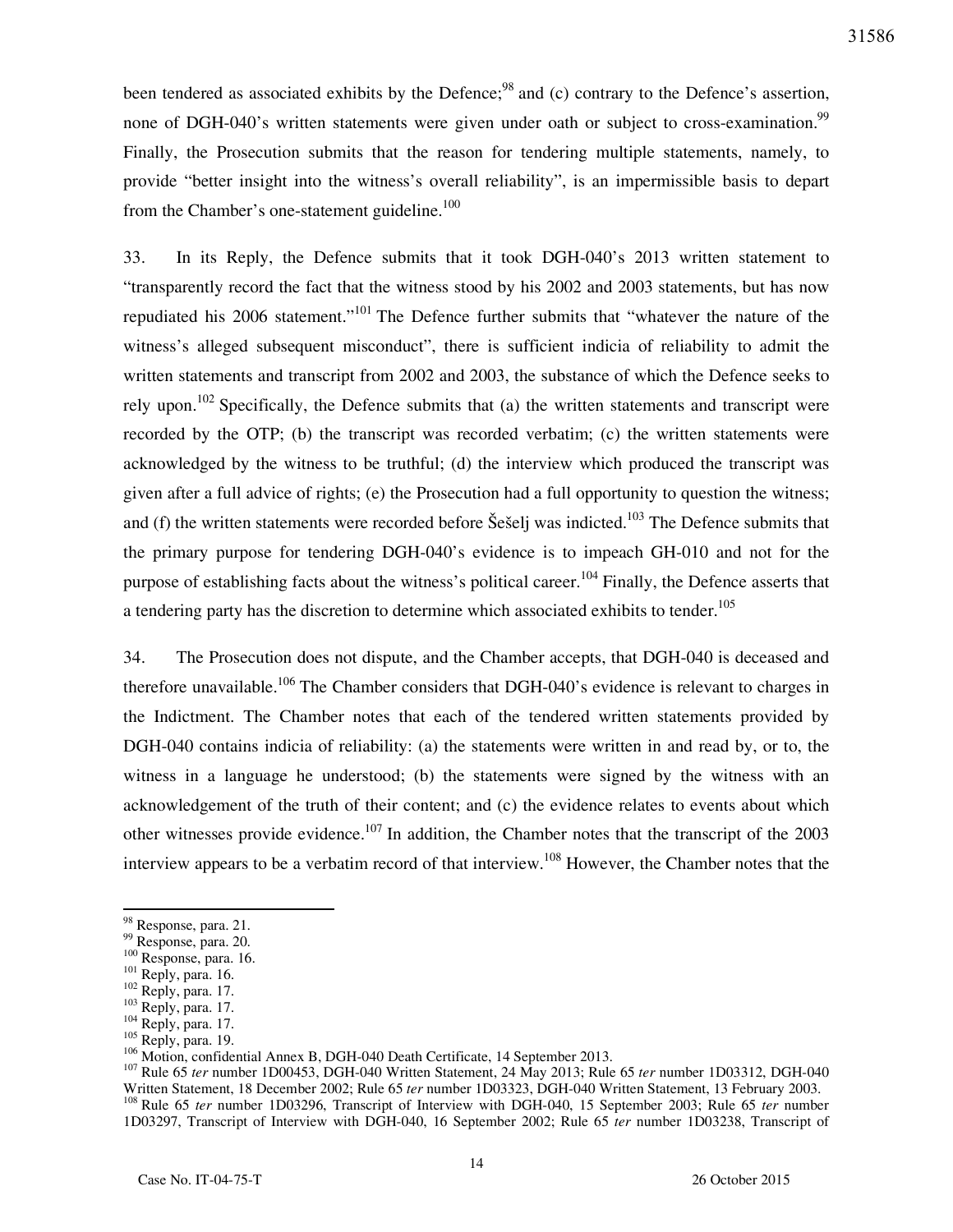been tendered as associated exhibits by the Defence;[98] and (c) contrary to the Defence's assertion, none of DGH-040's written statements were given under oath or subject to cross-examination.[99] Finally, the Prosecution submits that the reason for tendering multiple statements, namely, to provide "better insight into the witness's overall reliability", is an impermissible basis to depart from the Chamber's one-statement guideline.[100]

33. In its Reply, the Defence submits that it took DGH-040's 2013 written statement to "transparently record the fact that the witness stood by his 2002 and 2003 statements, but has now repudiated his 2006 statement."[101] The Defence further submits that "whatever the nature of the witness's alleged subsequent misconduct", there is sufficient indicia of reliability to admit the written statements and transcript from 2002 and 2003, the substance of which the Defence seeks to rely upon.[102] Specifically, the Defence submits that (a) the written statements and transcript were recorded by the OTP; (b) the transcript was recorded verbatim; (c) the written statements were acknowledged by the witness to be truthful; (d) the interview which produced the transcript was given after a full advice of rights; (e) the Prosecution had a full opportunity to question the witness; and (f) the written statements were recorded before Šešelj was indicted.[103] The Defence submits that the primary purpose for tendering DGH-040's evidence is to impeach GH-010 and not for the purpose of establishing facts about the witness's political career.[104] Finally, the Defence asserts that a tendering party has the discretion to determine which associated exhibits to tender.[105]

34. The Prosecution does not dispute, and the Chamber accepts, that DGH-040 is deceased and therefore unavailable.[106] The Chamber considers that DGH-040's evidence is relevant to charges in the Indictment. The Chamber notes that each of the tendered written statements provided by DGH-040 contains indicia of reliability: (a) the statements were written in and read by, or to, the witness in a language he understood; (b) the statements were signed by the witness with an acknowledgement of the truth of their content; and (c) the evidence relates to events about which other witnesses provide evidence.[107] In addition, the Chamber notes that the transcript of the 2003 interview appears to be a verbatim record of that interview.[108] However, the Chamber notes that the

---

[98] Response, para. 21.
[99] Response, para. 20.
[100] Response, para. 16.
[101] Reply, para. 16.
[102] Reply, para. 17.
[103] Reply, para. 17.
[104] Reply, para. 17.
[105] Reply, para. 19.
[106] Motion, confidential Annex B, DGH-040 Death Certificate, 14 September 2013.
[107] Rule 65 *ter* number 1D00453, DGH-040 Written Statement, 24 May 2013; Rule 65 *ter* number 1D03312, DGH-040 Written Statement, 18 December 2002; Rule 65 *ter* number 1D03323, DGH-040 Written Statement, 13 February 2003.
[108] Rule 65 *ter* number 1D03296, Transcript of Interview with DGH-040, 15 September 2003; Rule 65 *ter* number 1D03297, Transcript of Interview with DGH-040, 16 September 2002; Rule 65 *ter* number 1D03238, Transcript of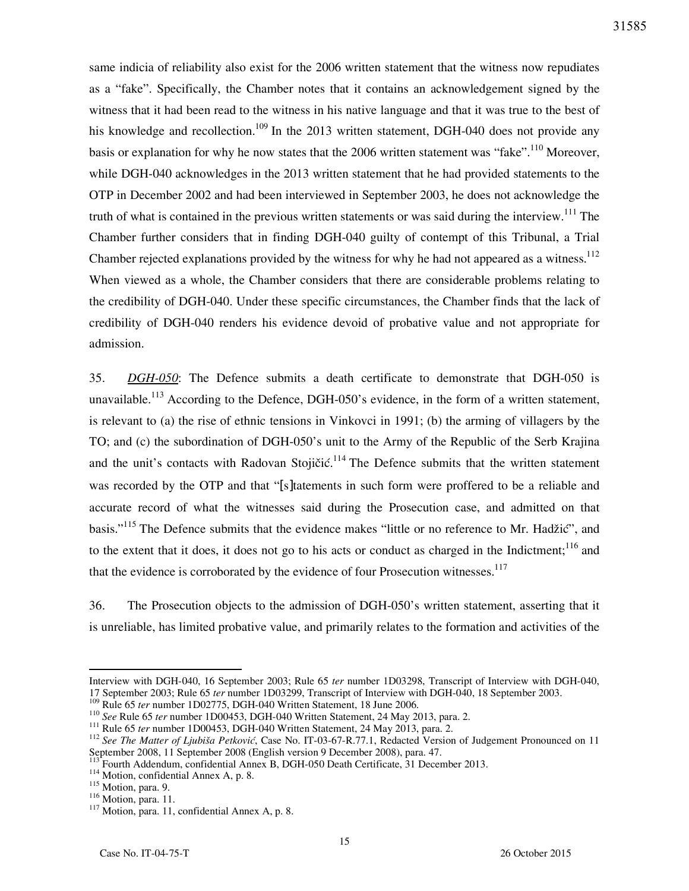same indicia of reliability also exist for the 2006 written statement that the witness now repudiates as a "fake". Specifically, the Chamber notes that it contains an acknowledgement signed by the witness that it had been read to the witness in his native language and that it was true to the best of his knowledge and recollection.[109] In the 2013 written statement, DGH-040 does not provide any basis or explanation for why he now states that the 2006 written statement was "fake".[110] Moreover, while DGH-040 acknowledges in the 2013 written statement that he had provided statements to the OTP in December 2002 and had been interviewed in September 2003, he does not acknowledge the truth of what is contained in the previous written statements or was said during the interview.[111] The Chamber further considers that in finding DGH-040 guilty of contempt of this Tribunal, a Trial Chamber rejected explanations provided by the witness for why he had not appeared as a witness.[112] When viewed as a whole, the Chamber considers that there are considerable problems relating to the credibility of DGH-040. Under these specific circumstances, the Chamber finds that the lack of credibility of DGH-040 renders his evidence devoid of probative value and not appropriate for admission.

35. *DGH-050*: The Defence submits a death certificate to demonstrate that DGH-050 is unavailable.[113] According to the Defence, DGH-050's evidence, in the form of a written statement, is relevant to (a) the rise of ethnic tensions in Vinkovci in 1991; (b) the arming of villagers by the TO; and (c) the subordination of DGH-050's unit to the Army of the Republic of the Serb Krajina and the unit's contacts with Radovan Stojičić.[114] The Defence submits that the written statement was recorded by the OTP and that "[s]tatements in such form were proffered to be a reliable and accurate record of what the witnesses said during the Prosecution case, and admitted on that basis."[115] The Defence submits that the evidence makes "little or no reference to Mr. Hadžić", and to the extent that it does, it does not go to his acts or conduct as charged in the Indictment;[116] and that the evidence is corroborated by the evidence of four Prosecution witnesses.[117]

36. The Prosecution objects to the admission of DGH-050's written statement, asserting that it is unreliable, has limited probative value, and primarily relates to the formation and activities of the

---

Interview with DGH-040, 16 September 2003; Rule 65 *ter* number 1D03298, Transcript of Interview with DGH-040, 17 September 2003; Rule 65 *ter* number 1D03299, Transcript of Interview with DGH-040, 18 September 2003.

[109] Rule 65 *ter* number 1D02775, DGH-040 Written Statement, 18 June 2006.

[110] *See* Rule 65 *ter* number 1D00453, DGH-040 Written Statement, 24 May 2013, para. 2.

[111] Rule 65 *ter* number 1D00453, DGH-040 Written Statement, 24 May 2013, para. 2.

[112] *See The Matter of Ljubiša Petković*, Case No. IT-03-67-R.77.1, Redacted Version of Judgement Pronounced on 11 September 2008, 11 September 2008 (English version 9 December 2008), para. 47.

[113] Fourth Addendum, confidential Annex B, DGH-050 Death Certificate, 31 December 2013.

[114] Motion, confidential Annex A, p. 8.

[115] Motion, para. 9.

[116] Motion, para. 11.

[117] Motion, para. 11, confidential Annex A, p. 8.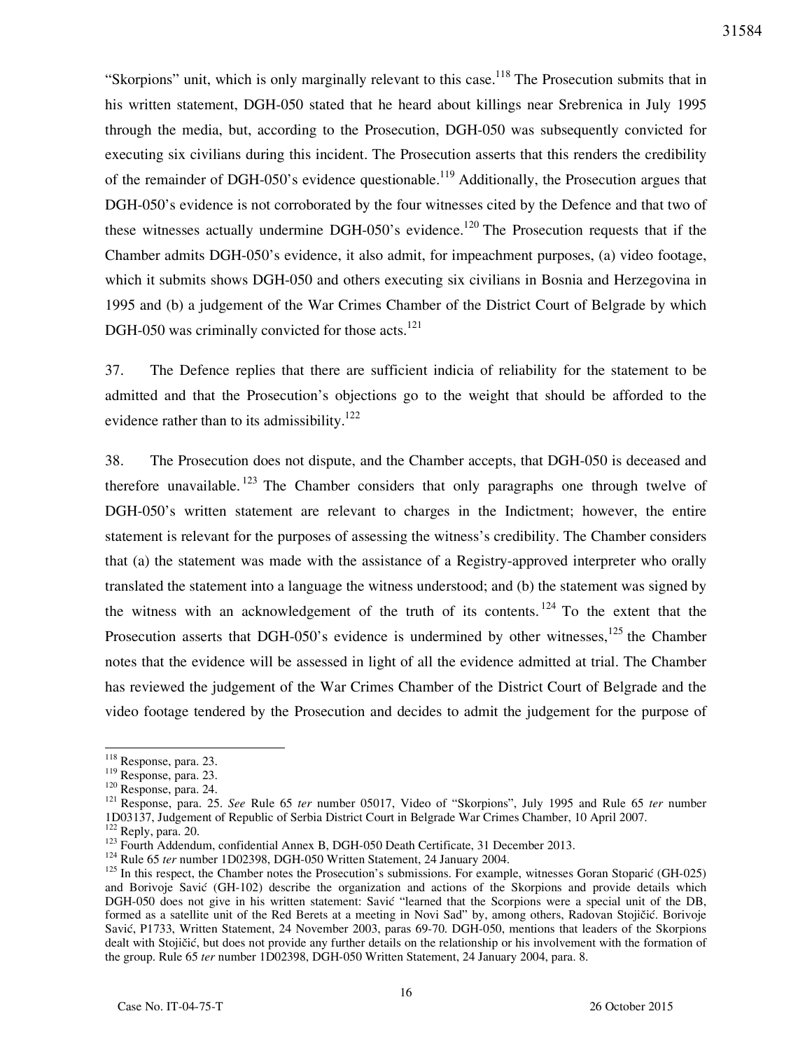"Skorpions" unit, which is only marginally relevant to this case.[118] The Prosecution submits that in his written statement, DGH-050 stated that he heard about killings near Srebrenica in July 1995 through the media, but, according to the Prosecution, DGH-050 was subsequently convicted for executing six civilians during this incident. The Prosecution asserts that this renders the credibility of the remainder of DGH-050's evidence questionable.[119] Additionally, the Prosecution argues that DGH-050's evidence is not corroborated by the four witnesses cited by the Defence and that two of these witnesses actually undermine DGH-050's evidence.[120] The Prosecution requests that if the Chamber admits DGH-050's evidence, it also admit, for impeachment purposes, (a) video footage, which it submits shows DGH-050 and others executing six civilians in Bosnia and Herzegovina in 1995 and (b) a judgement of the War Crimes Chamber of the District Court of Belgrade by which DGH-050 was criminally convicted for those acts.[121]

37. The Defence replies that there are sufficient indicia of reliability for the statement to be admitted and that the Prosecution's objections go to the weight that should be afforded to the evidence rather than to its admissibility.[122]

38. The Prosecution does not dispute, and the Chamber accepts, that DGH-050 is deceased and therefore unavailable.[123] The Chamber considers that only paragraphs one through twelve of DGH-050's written statement are relevant to charges in the Indictment; however, the entire statement is relevant for the purposes of assessing the witness's credibility. The Chamber considers that (a) the statement was made with the assistance of a Registry-approved interpreter who orally translated the statement into a language the witness understood; and (b) the statement was signed by the witness with an acknowledgement of the truth of its contents.[124] To the extent that the Prosecution asserts that DGH-050's evidence is undermined by other witnesses,[125] the Chamber notes that the evidence will be assessed in light of all the evidence admitted at trial. The Chamber has reviewed the judgement of the War Crimes Chamber of the District Court of Belgrade and the video footage tendered by the Prosecution and decides to admit the judgement for the purpose of

---

[118] Response, para. 23.

[119] Response, para. 23.

[120] Response, para. 24.

[121] Response, para. 25. *See* Rule 65 *ter* number 05017, Video of "Skorpions", July 1995 and Rule 65 *ter* number 1D03137, Judgement of Republic of Serbia District Court in Belgrade War Crimes Chamber, 10 April 2007.

[122] Reply, para. 20.

[123] Fourth Addendum, confidential Annex B, DGH-050 Death Certificate, 31 December 2013.

[124] Rule 65 *ter* number 1D02398, DGH-050 Written Statement, 24 January 2004.

[125] In this respect, the Chamber notes the Prosecution's submissions. For example, witnesses Goran Stoparić (GH-025) and Borivoje Savić (GH-102) describe the organization and actions of the Skorpions and provide details which DGH-050 does not give in his written statement: Savić "learned that the Scorpions were a special unit of the DB, formed as a satellite unit of the Red Berets at a meeting in Novi Sad" by, among others, Radovan Stojičić. Borivoje Savić, P1733, Written Statement, 24 November 2003, paras 69-70. DGH-050, mentions that leaders of the Skorpions dealt with Stojičić, but does not provide any further details on the relationship or his involvement with the formation of the group. Rule 65 *ter* number 1D02398, DGH-050 Written Statement, 24 January 2004, para. 8.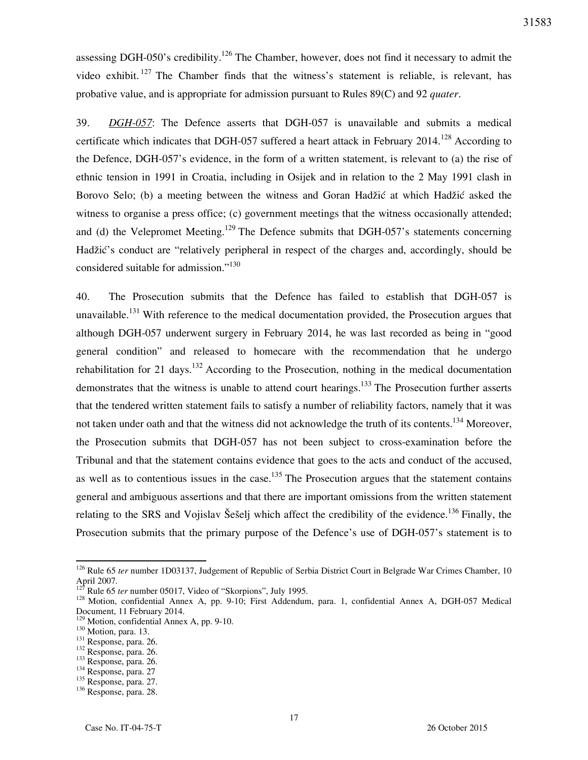assessing DGH-050's credibility.[126] The Chamber, however, does not find it necessary to admit the video exhibit.[127] The Chamber finds that the witness's statement is reliable, is relevant, has probative value, and is appropriate for admission pursuant to Rules 89(C) and 92 *quater*.

39. *DGH-057*: The Defence asserts that DGH-057 is unavailable and submits a medical certificate which indicates that DGH-057 suffered a heart attack in February 2014.[128] According to the Defence, DGH-057's evidence, in the form of a written statement, is relevant to (a) the rise of ethnic tension in 1991 in Croatia, including in Osijek and in relation to the 2 May 1991 clash in Borovo Selo; (b) a meeting between the witness and Goran Hadžić at which Hadžić asked the witness to organise a press office; (c) government meetings that the witness occasionally attended; and (d) the Velepromet Meeting.[129] The Defence submits that DGH-057's statements concerning Hadžić's conduct are "relatively peripheral in respect of the charges and, accordingly, should be considered suitable for admission."[130]

40. The Prosecution submits that the Defence has failed to establish that DGH-057 is unavailable.[131] With reference to the medical documentation provided, the Prosecution argues that although DGH-057 underwent surgery in February 2014, he was last recorded as being in "good general condition" and released to homecare with the recommendation that he undergo rehabilitation for 21 days.[132] According to the Prosecution, nothing in the medical documentation demonstrates that the witness is unable to attend court hearings.[133] The Prosecution further asserts that the tendered written statement fails to satisfy a number of reliability factors, namely that it was not taken under oath and that the witness did not acknowledge the truth of its contents.[134] Moreover, the Prosecution submits that DGH-057 has not been subject to cross-examination before the Tribunal and that the statement contains evidence that goes to the acts and conduct of the accused, as well as to contentious issues in the case.[135] The Prosecution argues that the statement contains general and ambiguous assertions and that there are important omissions from the written statement relating to the SRS and Vojislav Šešelj which affect the credibility of the evidence.[136] Finally, the Prosecution submits that the primary purpose of the Defence's use of DGH-057's statement is to

---

[126] Rule 65 *ter* number 1D03137, Judgement of Republic of Serbia District Court in Belgrade War Crimes Chamber, 10 April 2007.

[127] Rule 65 *ter* number 05017, Video of "Skorpions", July 1995.

[128] Motion, confidential Annex A, pp. 9-10; First Addendum, para. 1, confidential Annex A, DGH-057 Medical Document, 11 February 2014.

[129] Motion, confidential Annex A, pp. 9-10.

[130] Motion, para. 13.

[131] Response, para. 26.

[132] Response, para. 26.

[133] Response, para. 26.

[134] Response, para. 27

[135] Response, para. 27.

[136] Response, para. 28.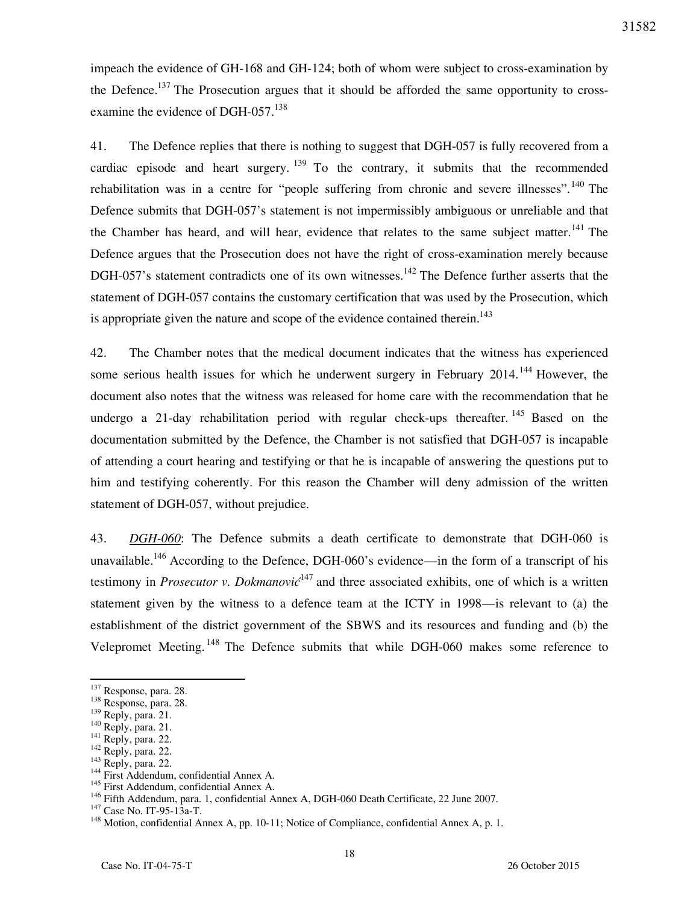impeach the evidence of GH-168 and GH-124; both of whom were subject to cross-examination by the Defence.[137] The Prosecution argues that it should be afforded the same opportunity to cross-examine the evidence of DGH-057.[138]

41. The Defence replies that there is nothing to suggest that DGH-057 is fully recovered from a cardiac episode and heart surgery.[139] To the contrary, it submits that the recommended rehabilitation was in a centre for "people suffering from chronic and severe illnesses".[140] The Defence submits that DGH-057's statement is not impermissibly ambiguous or unreliable and that the Chamber has heard, and will hear, evidence that relates to the same subject matter.[141] The Defence argues that the Prosecution does not have the right of cross-examination merely because DGH-057's statement contradicts one of its own witnesses.[142] The Defence further asserts that the statement of DGH-057 contains the customary certification that was used by the Prosecution, which is appropriate given the nature and scope of the evidence contained therein.[143]

42. The Chamber notes that the medical document indicates that the witness has experienced some serious health issues for which he underwent surgery in February 2014.[144] However, the document also notes that the witness was released for home care with the recommendation that he undergo a 21-day rehabilitation period with regular check-ups thereafter.[145] Based on the documentation submitted by the Defence, the Chamber is not satisfied that DGH-057 is incapable of attending a court hearing and testifying or that he is incapable of answering the questions put to him and testifying coherently. For this reason the Chamber will deny admission of the written statement of DGH-057, without prejudice.

43. ***DGH-060***: The Defence submits a death certificate to demonstrate that DGH-060 is unavailable.[146] According to the Defence, DGH-060's evidence—in the form of a transcript of his testimony in *Prosecutor v. Dokmanović*[147] and three associated exhibits, one of which is a written statement given by the witness to a defence team at the ICTY in 1998—is relevant to (a) the establishment of the district government of the SBWS and its resources and funding and (b) the Velepromet Meeting.[148] The Defence submits that while DGH-060 makes some reference to

---

[137] Response, para. 28.
[138] Response, para. 28.
[139] Reply, para. 21.
[140] Reply, para. 21.
[141] Reply, para. 22.
[142] Reply, para. 22.
[143] Reply, para. 22.
[144] First Addendum, confidential Annex A.
[145] First Addendum, confidential Annex A.
[146] Fifth Addendum, para. 1, confidential Annex A, DGH-060 Death Certificate, 22 June 2007.
[147] Case No. IT-95-13a-T.
[148] Motion, confidential Annex A, pp. 10-11; Notice of Compliance, confidential Annex A, p. 1.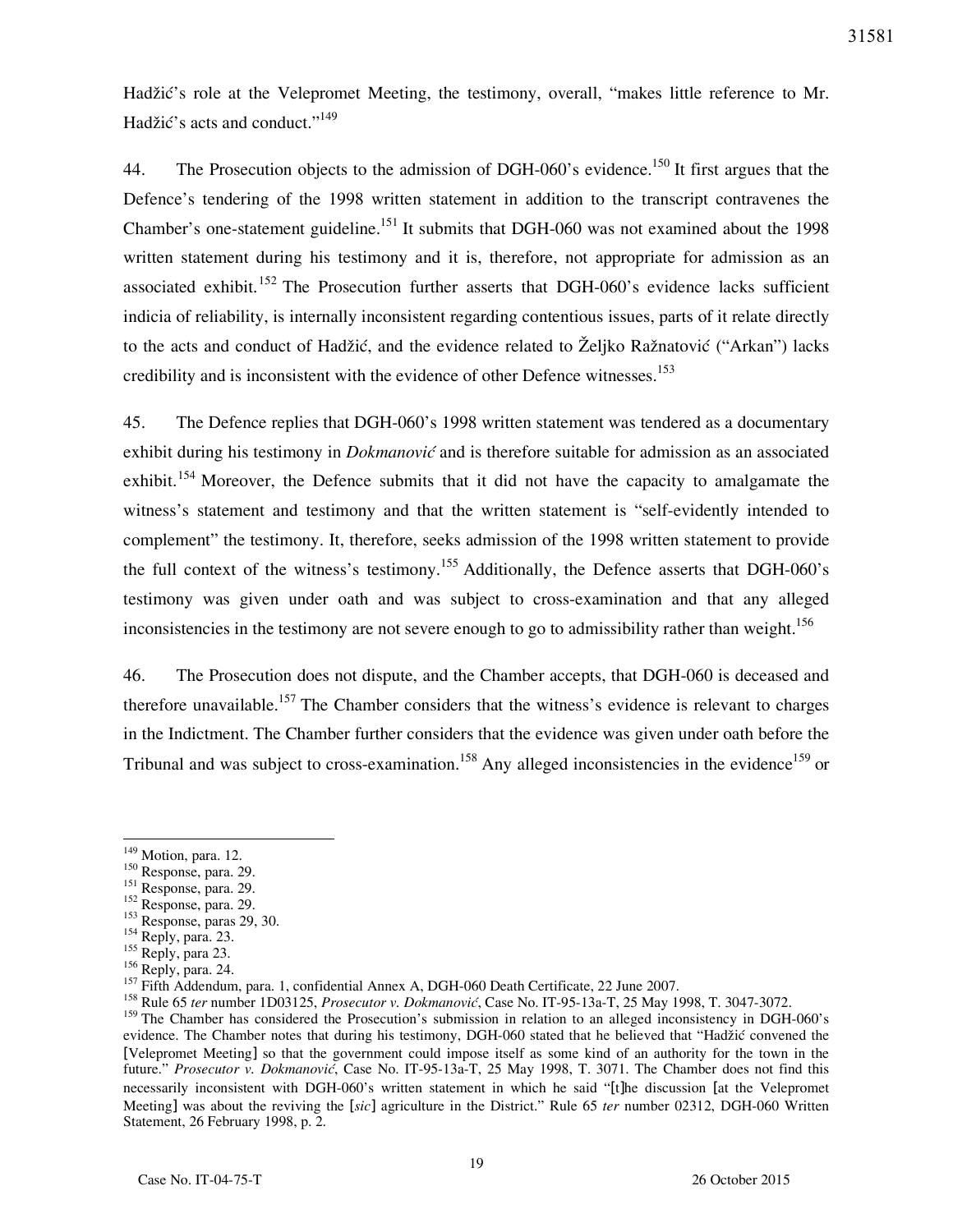Hadžić's role at the Velepromet Meeting, the testimony, overall, "makes little reference to Mr. Hadžić's acts and conduct."[149]

44. The Prosecution objects to the admission of DGH-060's evidence.[150] It first argues that the Defence's tendering of the 1998 written statement in addition to the transcript contravenes the Chamber's one-statement guideline.[151] It submits that DGH-060 was not examined about the 1998 written statement during his testimony and it is, therefore, not appropriate for admission as an associated exhibit.[152] The Prosecution further asserts that DGH-060's evidence lacks sufficient indicia of reliability, is internally inconsistent regarding contentious issues, parts of it relate directly to the acts and conduct of Hadžić, and the evidence related to Željko Ražnatović ("Arkan") lacks credibility and is inconsistent with the evidence of other Defence witnesses.[153]

45. The Defence replies that DGH-060's 1998 written statement was tendered as a documentary exhibit during his testimony in *Dokmanović* and is therefore suitable for admission as an associated exhibit.[154] Moreover, the Defence submits that it did not have the capacity to amalgamate the witness's statement and testimony and that the written statement is "self-evidently intended to complement" the testimony. It, therefore, seeks admission of the 1998 written statement to provide the full context of the witness's testimony.[155] Additionally, the Defence asserts that DGH-060's testimony was given under oath and was subject to cross-examination and that any alleged inconsistencies in the testimony are not severe enough to go to admissibility rather than weight.[156]

46. The Prosecution does not dispute, and the Chamber accepts, that DGH-060 is deceased and therefore unavailable.[157] The Chamber considers that the witness's evidence is relevant to charges in the Indictment. The Chamber further considers that the evidence was given under oath before the Tribunal and was subject to cross-examination.[158] Any alleged inconsistencies in the evidence[159] or

---

[149] Motion, para. 12.

[150] Response, para. 29.

[151] Response, para. 29.

[152] Response, para. 29.

[153] Response, paras 29, 30.

[154] Reply, para. 23.

[155] Reply, para 23.

[156] Reply, para. 24.

[157] Fifth Addendum, para. 1, confidential Annex A, DGH-060 Death Certificate, 22 June 2007.

[158] Rule 65 *ter* number 1D03125, *Prosecutor v. Dokmanović*, Case No. IT-95-13a-T, 25 May 1998, T. 3047-3072.

[159] The Chamber has considered the Prosecution's submission in relation to an alleged inconsistency in DGH-060's evidence. The Chamber notes that during his testimony, DGH-060 stated that he believed that "Hadžić convened the [Velepromet Meeting] so that the government could impose itself as some kind of an authority for the town in the future." *Prosecutor v. Dokmanović*, Case No. IT-95-13a-T, 25 May 1998, T. 3071. The Chamber does not find this necessarily inconsistent with DGH-060's written statement in which he said "[t]he discussion [at the Velepromet Meeting] was about the reviving the [*sic*] agriculture in the District." Rule 65 *ter* number 02312, DGH-060 Written Statement, 26 February 1998, p. 2.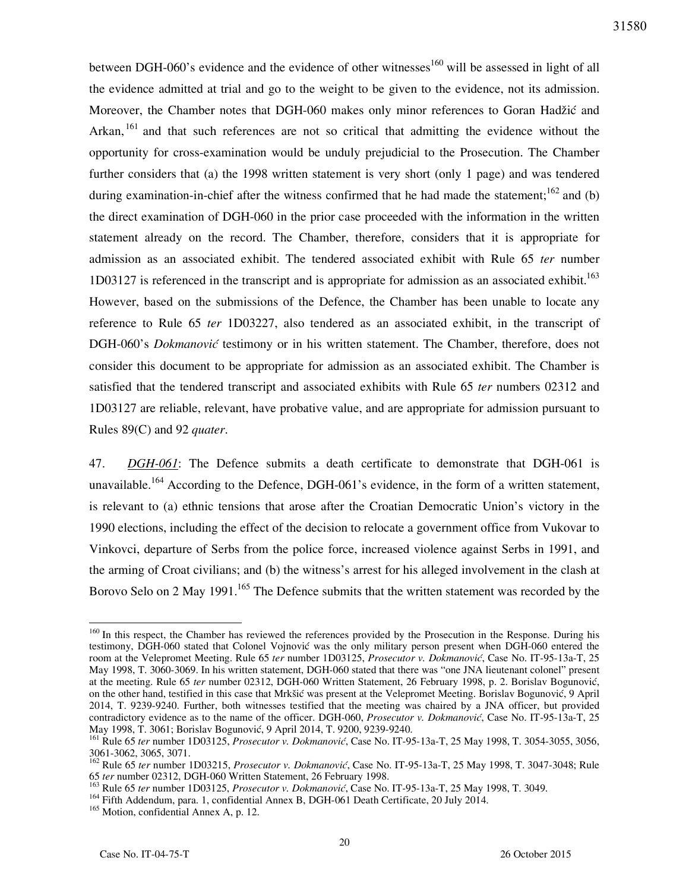between DGH-060's evidence and the evidence of other witnesses[160] will be assessed in light of all the evidence admitted at trial and go to the weight to be given to the evidence, not its admission. Moreover, the Chamber notes that DGH-060 makes only minor references to Goran Hadžić and Arkan,[161] and that such references are not so critical that admitting the evidence without the opportunity for cross-examination would be unduly prejudicial to the Prosecution. The Chamber further considers that (a) the 1998 written statement is very short (only 1 page) and was tendered during examination-in-chief after the witness confirmed that he had made the statement;[162] and (b) the direct examination of DGH-060 in the prior case proceeded with the information in the written statement already on the record. The Chamber, therefore, considers that it is appropriate for admission as an associated exhibit. The tendered associated exhibit with Rule 65 *ter* number 1D03127 is referenced in the transcript and is appropriate for admission as an associated exhibit.[163] However, based on the submissions of the Defence, the Chamber has been unable to locate any reference to Rule 65 *ter* 1D03227, also tendered as an associated exhibit, in the transcript of DGH-060's *Dokmanović* testimony or in his written statement. The Chamber, therefore, does not consider this document to be appropriate for admission as an associated exhibit. The Chamber is satisfied that the tendered transcript and associated exhibits with Rule 65 *ter* numbers 02312 and 1D03127 are reliable, relevant, have probative value, and are appropriate for admission pursuant to Rules 89(C) and 92 *quater*.

47. *DGH-061*: The Defence submits a death certificate to demonstrate that DGH-061 is unavailable.[164] According to the Defence, DGH-061's evidence, in the form of a written statement, is relevant to (a) ethnic tensions that arose after the Croatian Democratic Union's victory in the 1990 elections, including the effect of the decision to relocate a government office from Vukovar to Vinkovci, departure of Serbs from the police force, increased violence against Serbs in 1991, and the arming of Croat civilians; and (b) the witness's arrest for his alleged involvement in the clash at Borovo Selo on 2 May 1991.[165] The Defence submits that the written statement was recorded by the

---

[160] In this respect, the Chamber has reviewed the references provided by the Prosecution in the Response. During his testimony, DGH-060 stated that Colonel Vojnović was the only military person present when DGH-060 entered the room at the Velepromet Meeting. Rule 65 *ter* number 1D03125, *Prosecutor v. Dokmanović*, Case No. IT-95-13a-T, 25 May 1998, T. 3060-3069. In his written statement, DGH-060 stated that there was "one JNA lieutenant colonel" present at the meeting. Rule 65 *ter* number 02312, DGH-060 Written Statement, 26 February 1998, p. 2. Borislav Bogunović, on the other hand, testified in this case that Mrkšić was present at the Velepromet Meeting. Borislav Bogunović, 9 April 2014, T. 9239-9240. Further, both witnesses testified that the meeting was chaired by a JNA officer, but provided contradictory evidence as to the name of the officer. DGH-060, *Prosecutor v. Dokmanović*, Case No. IT-95-13a-T, 25 May 1998, T. 3061; Borislav Bogunović, 9 April 2014, T. 9200, 9239-9240.

[161] Rule 65 *ter* number 1D03125, *Prosecutor v. Dokmanović*, Case No. IT-95-13a-T, 25 May 1998, T. 3054-3055, 3056, 3061-3062, 3065, 3071.

[162] Rule 65 *ter* number 1D03215, *Prosecutor v. Dokmanović*, Case No. IT-95-13a-T, 25 May 1998, T. 3047-3048; Rule 65 *ter* number 02312, DGH-060 Written Statement, 26 February 1998.

[163] Rule 65 *ter* number 1D03125, *Prosecutor v. Dokmanović*, Case No. IT-95-13a-T, 25 May 1998, T. 3049.

[164] Fifth Addendum, para. 1, confidential Annex B, DGH-061 Death Certificate, 20 July 2014.

[165] Motion, confidential Annex A, p. 12.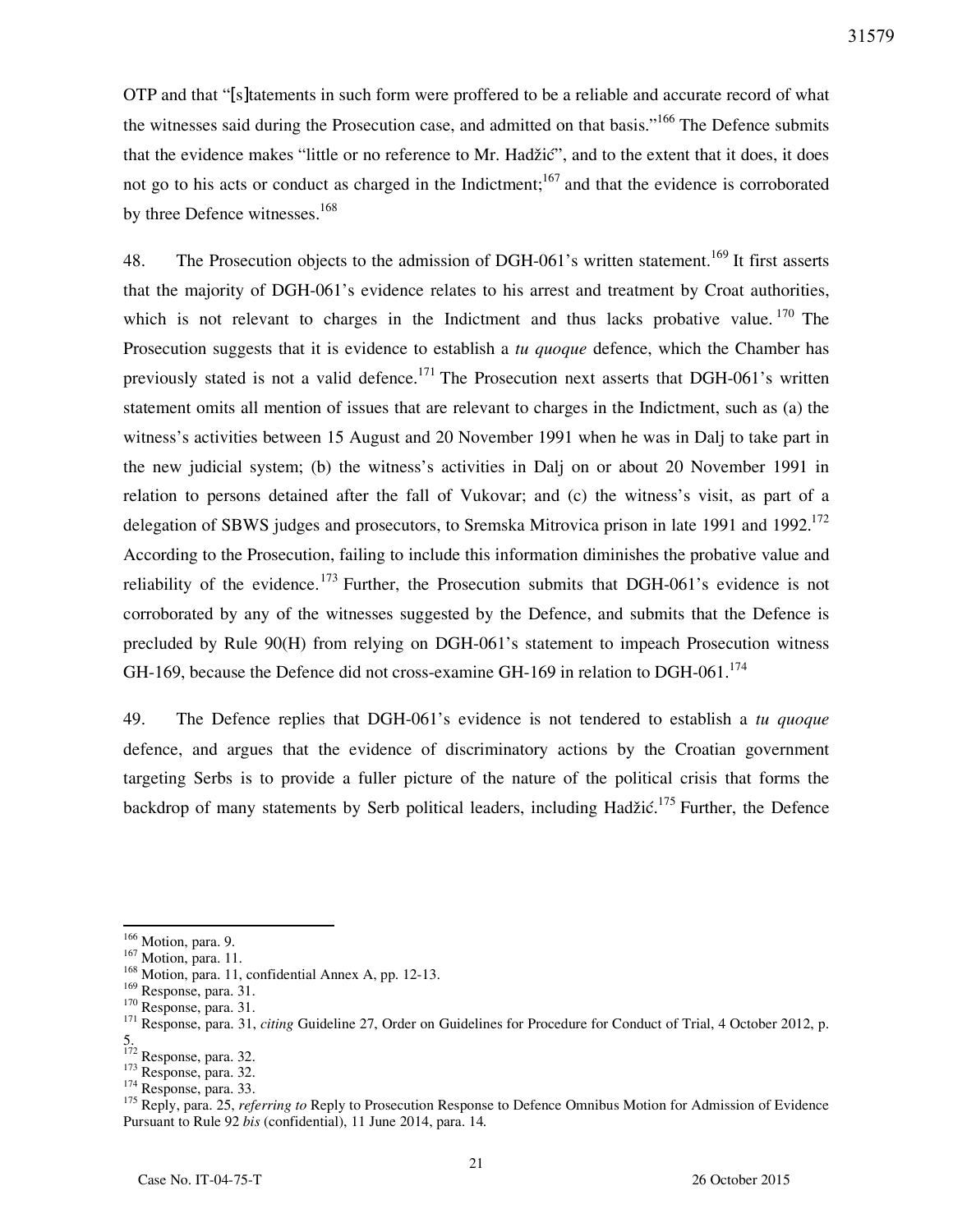OTP and that "[s]tatements in such form were proffered to be a reliable and accurate record of what the witnesses said during the Prosecution case, and admitted on that basis."[166] The Defence submits that the evidence makes "little or no reference to Mr. Hadžić", and to the extent that it does, it does not go to his acts or conduct as charged in the Indictment;[167] and that the evidence is corroborated by three Defence witnesses.[168]

48. The Prosecution objects to the admission of DGH-061's written statement.[169] It first asserts that the majority of DGH-061's evidence relates to his arrest and treatment by Croat authorities, which is not relevant to charges in the Indictment and thus lacks probative value.[170] The Prosecution suggests that it is evidence to establish a *tu quoque* defence, which the Chamber has previously stated is not a valid defence.[171] The Prosecution next asserts that DGH-061's written statement omits all mention of issues that are relevant to charges in the Indictment, such as (a) the witness's activities between 15 August and 20 November 1991 when he was in Dalj to take part in the new judicial system; (b) the witness's activities in Dalj on or about 20 November 1991 in relation to persons detained after the fall of Vukovar; and (c) the witness's visit, as part of a delegation of SBWS judges and prosecutors, to Sremska Mitrovica prison in late 1991 and 1992.[172] According to the Prosecution, failing to include this information diminishes the probative value and reliability of the evidence.[173] Further, the Prosecution submits that DGH-061's evidence is not corroborated by any of the witnesses suggested by the Defence, and submits that the Defence is precluded by Rule 90(H) from relying on DGH-061's statement to impeach Prosecution witness GH-169, because the Defence did not cross-examine GH-169 in relation to DGH-061.[174]

49. The Defence replies that DGH-061's evidence is not tendered to establish a *tu quoque* defence, and argues that the evidence of discriminatory actions by the Croatian government targeting Serbs is to provide a fuller picture of the nature of the political crisis that forms the backdrop of many statements by Serb political leaders, including Hadžić.[175] Further, the Defence

---

[166] Motion, para. 9.

[167] Motion, para. 11.

[168] Motion, para. 11, confidential Annex A, pp. 12-13.

[169] Response, para. 31.

[170] Response, para. 31.

[171] Response, para. 31, *citing* Guideline 27, Order on Guidelines for Procedure for Conduct of Trial, 4 October 2012, p. 5.

[172] Response, para. 32.

[173] Response, para. 32.

[174] Response, para. 33.

[175] Reply, para. 25, *referring to* Reply to Prosecution Response to Defence Omnibus Motion for Admission of Evidence Pursuant to Rule 92 *bis* (confidential), 11 June 2014, para. 14.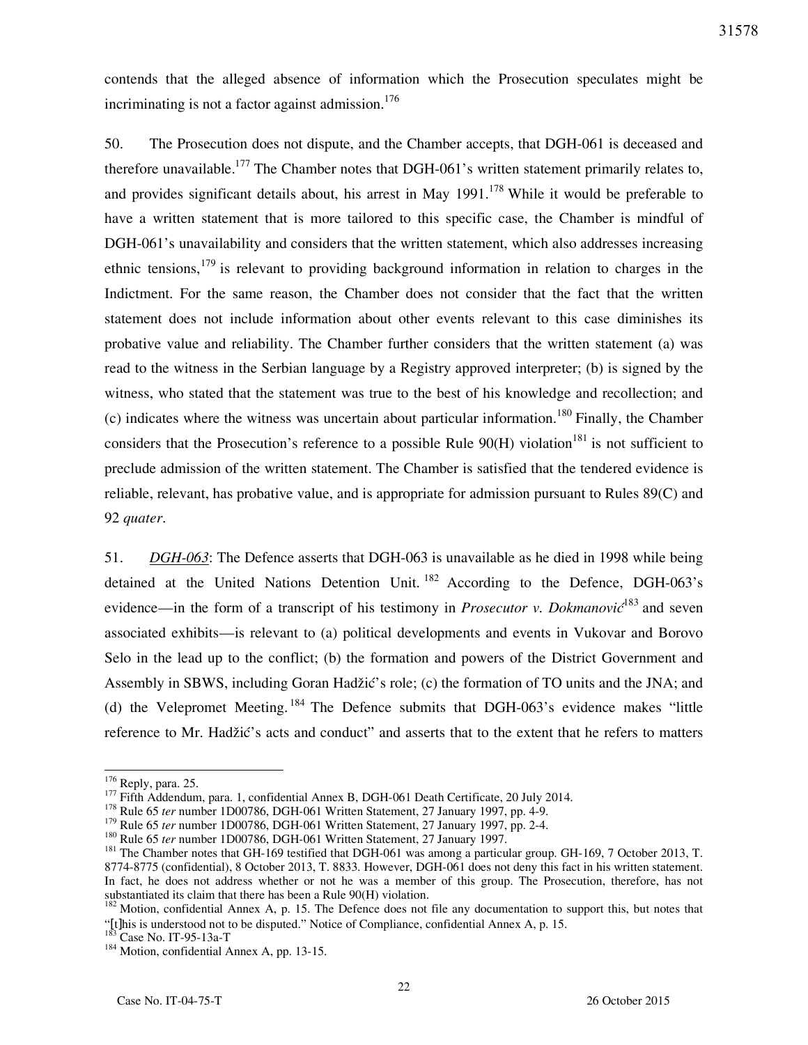contends that the alleged absence of information which the Prosecution speculates might be incriminating is not a factor against admission.[176]

50. The Prosecution does not dispute, and the Chamber accepts, that DGH-061 is deceased and therefore unavailable.[177] The Chamber notes that DGH-061's written statement primarily relates to, and provides significant details about, his arrest in May 1991.[178] While it would be preferable to have a written statement that is more tailored to this specific case, the Chamber is mindful of DGH-061's unavailability and considers that the written statement, which also addresses increasing ethnic tensions,[179] is relevant to providing background information in relation to charges in the Indictment. For the same reason, the Chamber does not consider that the fact that the written statement does not include information about other events relevant to this case diminishes its probative value and reliability. The Chamber further considers that the written statement (a) was read to the witness in the Serbian language by a Registry approved interpreter; (b) is signed by the witness, who stated that the statement was true to the best of his knowledge and recollection; and (c) indicates where the witness was uncertain about particular information.[180] Finally, the Chamber considers that the Prosecution's reference to a possible Rule 90(H) violation[181] is not sufficient to preclude admission of the written statement. The Chamber is satisfied that the tendered evidence is reliable, relevant, has probative value, and is appropriate for admission pursuant to Rules 89(C) and 92 *quater*.

51. *DGH-063*: The Defence asserts that DGH-063 is unavailable as he died in 1998 while being detained at the United Nations Detention Unit.[182] According to the Defence, DGH-063's evidence—in the form of a transcript of his testimony in *Prosecutor v. Dokmanović*[183] and seven associated exhibits—is relevant to (a) political developments and events in Vukovar and Borovo Selo in the lead up to the conflict; (b) the formation and powers of the District Government and Assembly in SBWS, including Goran Hadžić's role; (c) the formation of TO units and the JNA; and (d) the Velepromet Meeting.[184] The Defence submits that DGH-063's evidence makes "little reference to Mr. Hadžić's acts and conduct" and asserts that to the extent that he refers to matters

---

[176] Reply, para. 25.

[177] Fifth Addendum, para. 1, confidential Annex B, DGH-061 Death Certificate, 20 July 2014.

[178] Rule 65 *ter* number 1D00786, DGH-061 Written Statement, 27 January 1997, pp. 4-9.

[179] Rule 65 *ter* number 1D00786, DGH-061 Written Statement, 27 January 1997, pp. 2-4.

[180] Rule 65 *ter* number 1D00786, DGH-061 Written Statement, 27 January 1997.

[181] The Chamber notes that GH-169 testified that DGH-061 was among a particular group. GH-169, 7 October 2013, T. 8774-8775 (confidential), 8 October 2013, T. 8833. However, DGH-061 does not deny this fact in his written statement. In fact, he does not address whether or not he was a member of this group. The Prosecution, therefore, has not substantiated its claim that there has been a Rule 90(H) violation.

[182] Motion, confidential Annex A, p. 15. The Defence does not file any documentation to support this, but notes that "[t]his is understood not to be disputed." Notice of Compliance, confidential Annex A, p. 15.

[183] Case No. IT-95-13a-T

[184] Motion, confidential Annex A, pp. 13-15.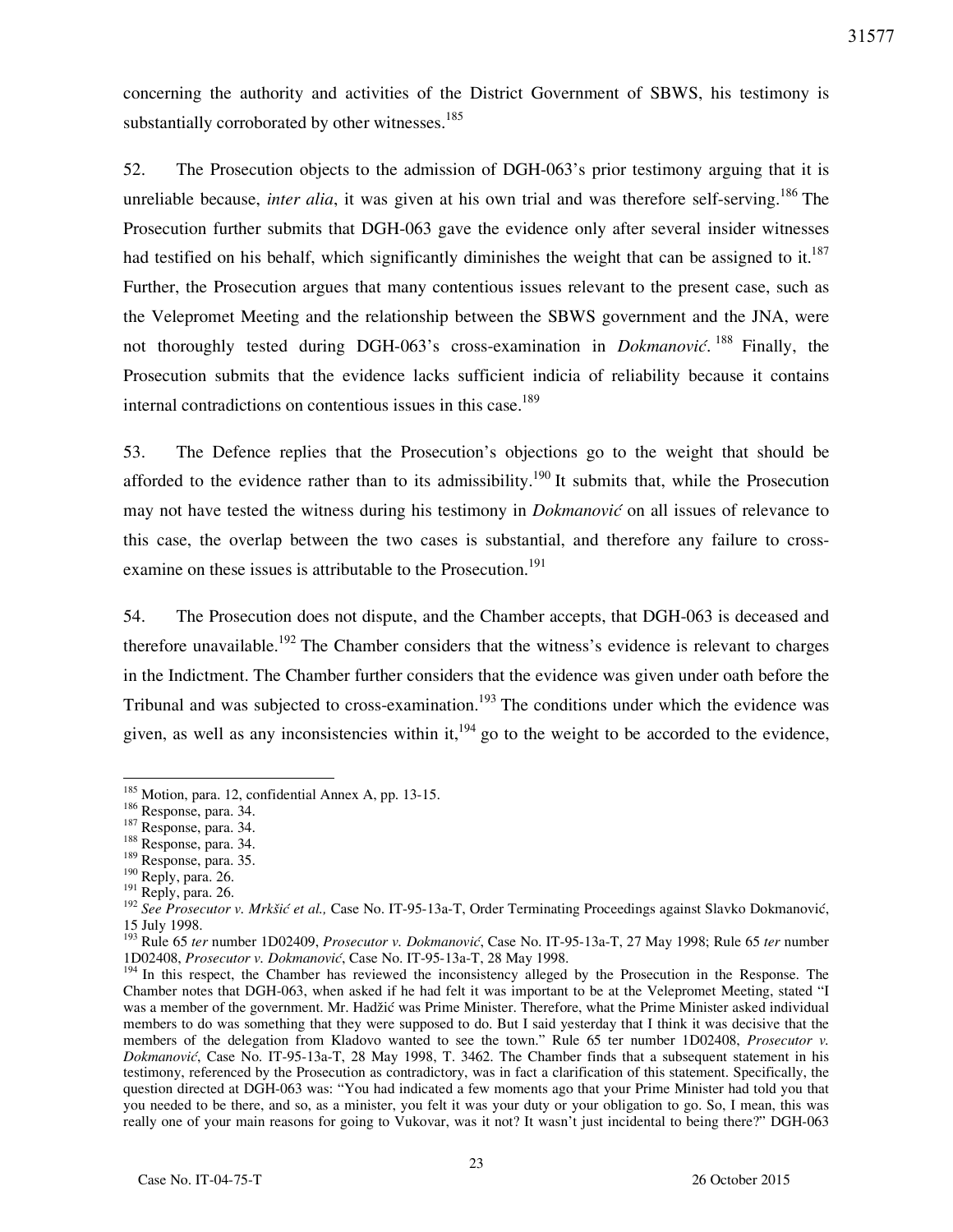concerning the authority and activities of the District Government of SBWS, his testimony is substantially corroborated by other witnesses.[185]

52. The Prosecution objects to the admission of DGH-063's prior testimony arguing that it is unreliable because, *inter alia*, it was given at his own trial and was therefore self-serving.[186] The Prosecution further submits that DGH-063 gave the evidence only after several insider witnesses had testified on his behalf, which significantly diminishes the weight that can be assigned to it.[187] Further, the Prosecution argues that many contentious issues relevant to the present case, such as the Velepromet Meeting and the relationship between the SBWS government and the JNA, were not thoroughly tested during DGH-063's cross-examination in *Dokmanović*.[188] Finally, the Prosecution submits that the evidence lacks sufficient indicia of reliability because it contains internal contradictions on contentious issues in this case.[189]

53. The Defence replies that the Prosecution's objections go to the weight that should be afforded to the evidence rather than to its admissibility.[190] It submits that, while the Prosecution may not have tested the witness during his testimony in *Dokmanović* on all issues of relevance to this case, the overlap between the two cases is substantial, and therefore any failure to cross-examine on these issues is attributable to the Prosecution.[191]

54. The Prosecution does not dispute, and the Chamber accepts, that DGH-063 is deceased and therefore unavailable.[192] The Chamber considers that the witness's evidence is relevant to charges in the Indictment. The Chamber further considers that the evidence was given under oath before the Tribunal and was subjected to cross-examination.[193] The conditions under which the evidence was given, as well as any inconsistencies within it,[194] go to the weight to be accorded to the evidence,

---

[185] Motion, para. 12, confidential Annex A, pp. 13-15.

[186] Response, para. 34.

[187] Response, para. 34.

[188] Response, para. 34.

[189] Response, para. 35.

[190] Reply, para. 26.

[191] Reply, para. 26.

[192] *See Prosecutor v. Mrkšić et al.,* Case No. IT-95-13a-T, Order Terminating Proceedings against Slavko Dokmanović, 15 July 1998.

[193] Rule 65 *ter* number 1D02409, *Prosecutor v. Dokmanović*, Case No. IT-95-13a-T, 27 May 1998; Rule 65 *ter* number 1D02408, *Prosecutor v. Dokmanović*, Case No. IT-95-13a-T, 28 May 1998.

[194] In this respect, the Chamber has reviewed the inconsistency alleged by the Prosecution in the Response. The Chamber notes that DGH-063, when asked if he had felt it was important to be at the Velepromet Meeting, stated "I was a member of the government. Mr. Hadžić was Prime Minister. Therefore, what the Prime Minister asked individual members to do was something that they were supposed to do. But I said yesterday that I think it was decisive that the members of the delegation from Kladovo wanted to see the town." Rule 65 ter number 1D02408, *Prosecutor v. Dokmanović*, Case No. IT-95-13a-T, 28 May 1998, T. 3462. The Chamber finds that a subsequent statement in his testimony, referenced by the Prosecution as contradictory, was in fact a clarification of this statement. Specifically, the question directed at DGH-063 was: "You had indicated a few moments ago that your Prime Minister had told you that you needed to be there, and so, as a minister, you felt it was your duty or your obligation to go. So, I mean, this was really one of your main reasons for going to Vukovar, was it not? It wasn't just incidental to being there?" DGH-063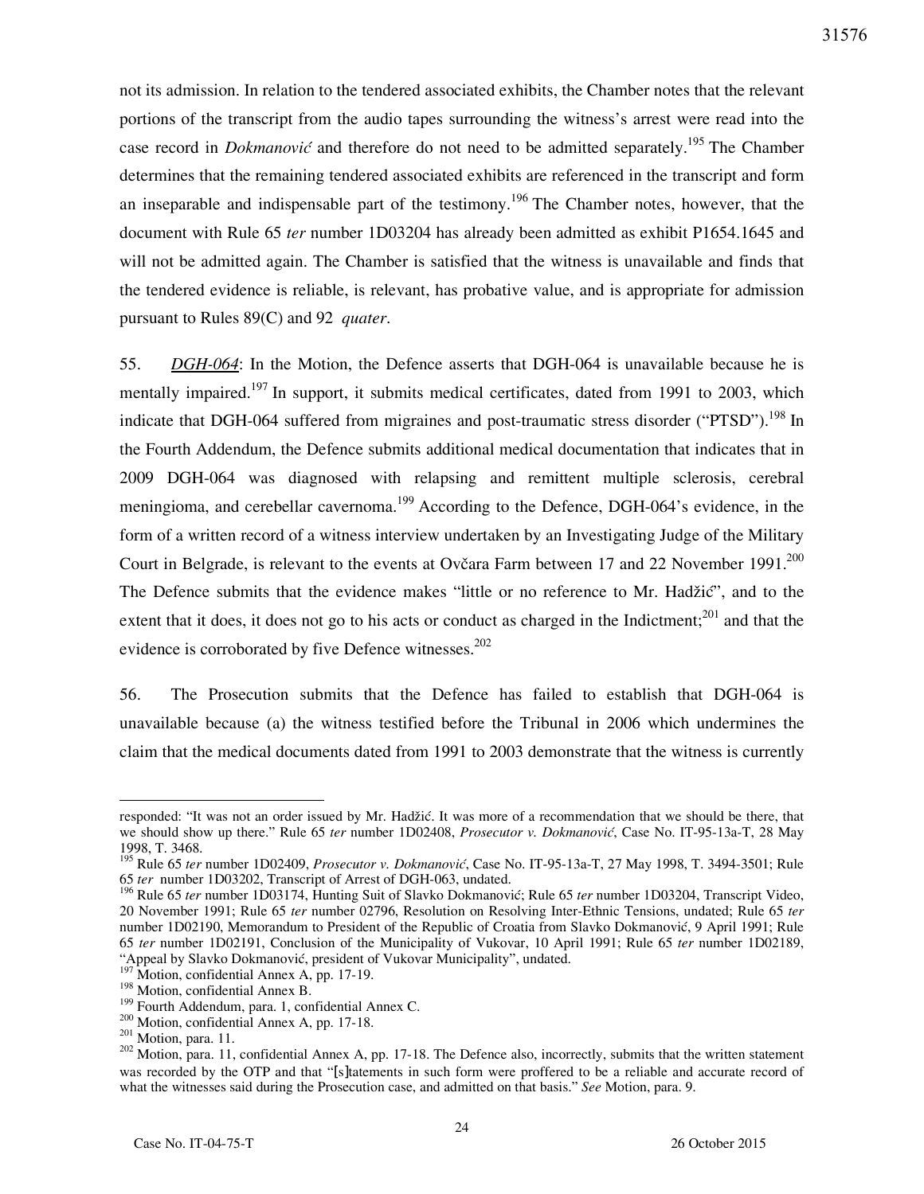not its admission. In relation to the tendered associated exhibits, the Chamber notes that the relevant portions of the transcript from the audio tapes surrounding the witness's arrest were read into the case record in *Dokmanović* and therefore do not need to be admitted separately.[195] The Chamber determines that the remaining tendered associated exhibits are referenced in the transcript and form an inseparable and indispensable part of the testimony.[196] The Chamber notes, however, that the document with Rule 65 *ter* number 1D03204 has already been admitted as exhibit P1654.1645 and will not be admitted again. The Chamber is satisfied that the witness is unavailable and finds that the tendered evidence is reliable, is relevant, has probative value, and is appropriate for admission pursuant to Rules 89(C) and 92 *quater*.

55. *DGH-064*: In the Motion, the Defence asserts that DGH-064 is unavailable because he is mentally impaired.[197] In support, it submits medical certificates, dated from 1991 to 2003, which indicate that DGH-064 suffered from migraines and post-traumatic stress disorder ("PTSD").[198] In the Fourth Addendum, the Defence submits additional medical documentation that indicates that in 2009 DGH-064 was diagnosed with relapsing and remittent multiple sclerosis, cerebral meningioma, and cerebellar cavernoma.[199] According to the Defence, DGH-064's evidence, in the form of a written record of a witness interview undertaken by an Investigating Judge of the Military Court in Belgrade, is relevant to the events at Ovčara Farm between 17 and 22 November 1991.[200] The Defence submits that the evidence makes "little or no reference to Mr. Hadžić", and to the extent that it does, it does not go to his acts or conduct as charged in the Indictment;[201] and that the evidence is corroborated by five Defence witnesses.[202]

56. The Prosecution submits that the Defence has failed to establish that DGH-064 is unavailable because (a) the witness testified before the Tribunal in 2006 which undermines the claim that the medical documents dated from 1991 to 2003 demonstrate that the witness is currently

---

responded: "It was not an order issued by Mr. Hadžić. It was more of a recommendation that we should be there, that we should show up there." Rule 65 *ter* number 1D02408, *Prosecutor v. Dokmanović*, Case No. IT-95-13a-T, 28 May 1998, T. 3468.

[195] Rule 65 *ter* number 1D02409, *Prosecutor v. Dokmanović*, Case No. IT-95-13a-T, 27 May 1998, T. 3494-3501; Rule 65 *ter* number 1D03202, Transcript of Arrest of DGH-063, undated.

[196] Rule 65 *ter* number 1D03174, Hunting Suit of Slavko Dokmanović; Rule 65 *ter* number 1D03204, Transcript Video, 20 November 1991; Rule 65 *ter* number 02796, Resolution on Resolving Inter-Ethnic Tensions, undated; Rule 65 *ter* number 1D02190, Memorandum to President of the Republic of Croatia from Slavko Dokmanović, 9 April 1991; Rule 65 *ter* number 1D02191, Conclusion of the Municipality of Vukovar, 10 April 1991; Rule 65 *ter* number 1D02189, "Appeal by Slavko Dokmanović, president of Vukovar Municipality", undated.

[197] Motion, confidential Annex A, pp. 17-19.

[198] Motion, confidential Annex B.

[199] Fourth Addendum, para. 1, confidential Annex C.

[200] Motion, confidential Annex A, pp. 17-18.

[201] Motion, para. 11.

[202] Motion, para. 11, confidential Annex A, pp. 17-18. The Defence also, incorrectly, submits that the written statement was recorded by the OTP and that "[s]tatements in such form were proffered to be a reliable and accurate record of what the witnesses said during the Prosecution case, and admitted on that basis." *See* Motion, para. 9.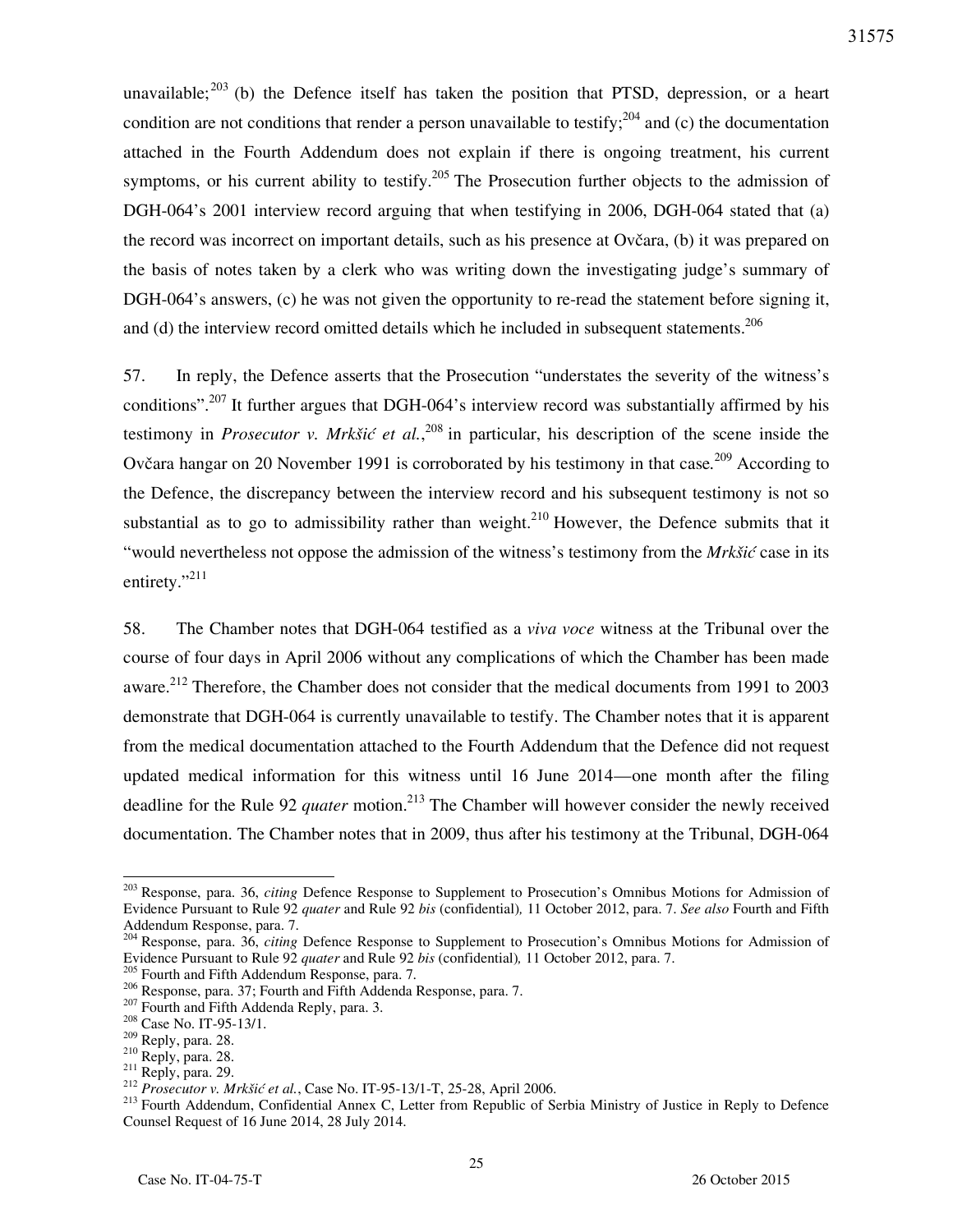unavailable;[203] (b) the Defence itself has taken the position that PTSD, depression, or a heart condition are not conditions that render a person unavailable to testify;[204] and (c) the documentation attached in the Fourth Addendum does not explain if there is ongoing treatment, his current symptoms, or his current ability to testify.[205] The Prosecution further objects to the admission of DGH-064's 2001 interview record arguing that when testifying in 2006, DGH-064 stated that (a) the record was incorrect on important details, such as his presence at Ovčara, (b) it was prepared on the basis of notes taken by a clerk who was writing down the investigating judge's summary of DGH-064's answers, (c) he was not given the opportunity to re-read the statement before signing it, and (d) the interview record omitted details which he included in subsequent statements.[206]

57. In reply, the Defence asserts that the Prosecution "understates the severity of the witness's conditions".[207] It further argues that DGH-064's interview record was substantially affirmed by his testimony in *Prosecutor v. Mrkšić et al.*,[208] in particular, his description of the scene inside the Ovčara hangar on 20 November 1991 is corroborated by his testimony in that case.[209] According to the Defence, the discrepancy between the interview record and his subsequent testimony is not so substantial as to go to admissibility rather than weight.[210] However, the Defence submits that it "would nevertheless not oppose the admission of the witness's testimony from the *Mrkšić* case in its entirety."[211]

58. The Chamber notes that DGH-064 testified as a *viva voce* witness at the Tribunal over the course of four days in April 2006 without any complications of which the Chamber has been made aware.[212] Therefore, the Chamber does not consider that the medical documents from 1991 to 2003 demonstrate that DGH-064 is currently unavailable to testify. The Chamber notes that it is apparent from the medical documentation attached to the Fourth Addendum that the Defence did not request updated medical information for this witness until 16 June 2014—one month after the filing deadline for the Rule 92 *quater* motion.[213] The Chamber will however consider the newly received documentation. The Chamber notes that in 2009, thus after his testimony at the Tribunal, DGH-064

---

[203] Response, para. 36, *citing* Defence Response to Supplement to Prosecution's Omnibus Motions for Admission of Evidence Pursuant to Rule 92 *quater* and Rule 92 *bis* (confidential), 11 October 2012, para. 7. *See also* Fourth and Fifth Addendum Response, para. 7.

[204] Response, para. 36, *citing* Defence Response to Supplement to Prosecution's Omnibus Motions for Admission of Evidence Pursuant to Rule 92 *quater* and Rule 92 *bis* (confidential), 11 October 2012, para. 7.

[205] Fourth and Fifth Addendum Response, para. 7.

[206] Response, para. 37; Fourth and Fifth Addenda Response, para. 7.

[207] Fourth and Fifth Addenda Reply, para. 3.

[208] Case No. IT-95-13/1.

[209] Reply, para. 28.

[210] Reply, para. 28.

[211] Reply, para. 29.

[212] *Prosecutor v. Mrkšić et al.*, Case No. IT-95-13/1-T, 25-28, April 2006.

[213] Fourth Addendum, Confidential Annex C, Letter from Republic of Serbia Ministry of Justice in Reply to Defence Counsel Request of 16 June 2014, 28 July 2014.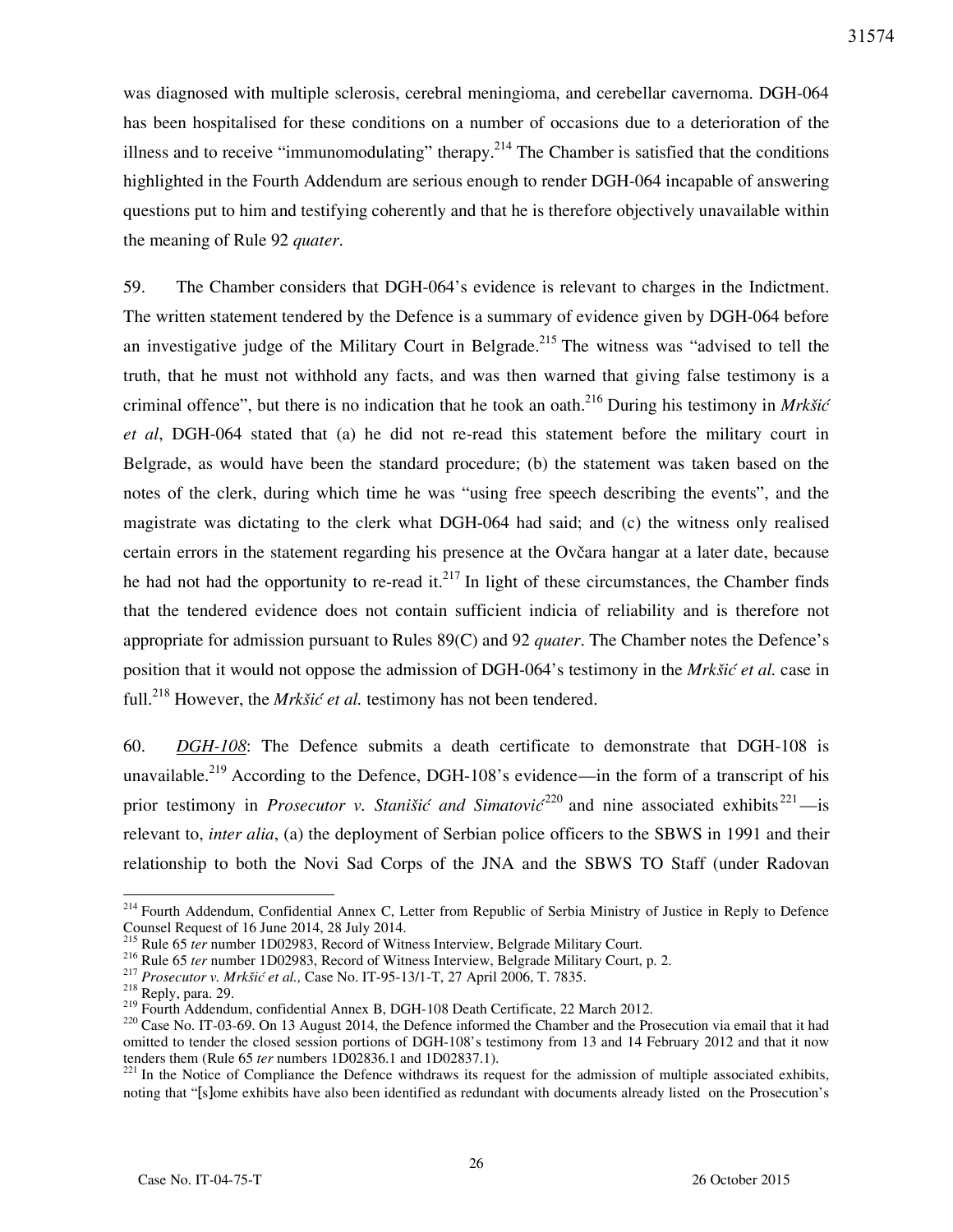was diagnosed with multiple sclerosis, cerebral meningioma, and cerebellar cavernoma. DGH-064 has been hospitalised for these conditions on a number of occasions due to a deterioration of the illness and to receive "immunomodulating" therapy.[214] The Chamber is satisfied that the conditions highlighted in the Fourth Addendum are serious enough to render DGH-064 incapable of answering questions put to him and testifying coherently and that he is therefore objectively unavailable within the meaning of Rule 92 *quater*.

59. The Chamber considers that DGH-064's evidence is relevant to charges in the Indictment. The written statement tendered by the Defence is a summary of evidence given by DGH-064 before an investigative judge of the Military Court in Belgrade.[215] The witness was "advised to tell the truth, that he must not withhold any facts, and was then warned that giving false testimony is a criminal offence", but there is no indication that he took an oath.[216] During his testimony in *Mrkšić et al*, DGH-064 stated that (a) he did not re-read this statement before the military court in Belgrade, as would have been the standard procedure; (b) the statement was taken based on the notes of the clerk, during which time he was "using free speech describing the events", and the magistrate was dictating to the clerk what DGH-064 had said; and (c) the witness only realised certain errors in the statement regarding his presence at the Ovčara hangar at a later date, because he had not had the opportunity to re-read it.[217] In light of these circumstances, the Chamber finds that the tendered evidence does not contain sufficient indicia of reliability and is therefore not appropriate for admission pursuant to Rules 89(C) and 92 *quater*. The Chamber notes the Defence's position that it would not oppose the admission of DGH-064's testimony in the *Mrkšić et al.* case in full.[218] However, the *Mrkšić et al.* testimony has not been tendered.

60. *DGH-108*: The Defence submits a death certificate to demonstrate that DGH-108 is unavailable.[219] According to the Defence, DGH-108's evidence—in the form of a transcript of his prior testimony in *Prosecutor v. Stanišić and Simatović*[220] and nine associated exhibits[221]—is relevant to, *inter alia*, (a) the deployment of Serbian police officers to the SBWS in 1991 and their relationship to both the Novi Sad Corps of the JNA and the SBWS TO Staff (under Radovan

---

[214] Fourth Addendum, Confidential Annex C, Letter from Republic of Serbia Ministry of Justice in Reply to Defence Counsel Request of 16 June 2014, 28 July 2014.

[215] Rule 65 *ter* number 1D02983, Record of Witness Interview, Belgrade Military Court.

[216] Rule 65 *ter* number 1D02983, Record of Witness Interview, Belgrade Military Court, p. 2.

[217] *Prosecutor v. Mrkšić et al.,* Case No. IT-95-13/1-T, 27 April 2006, T. 7835.

[218] Reply, para. 29.

[219] Fourth Addendum, confidential Annex B, DGH-108 Death Certificate, 22 March 2012.

[220] Case No. IT-03-69. On 13 August 2014, the Defence informed the Chamber and the Prosecution via email that it had omitted to tender the closed session portions of DGH-108's testimony from 13 and 14 February 2012 and that it now tenders them (Rule 65 *ter* numbers 1D02836.1 and 1D02837.1).

[221] In the Notice of Compliance the Defence withdraws its request for the admission of multiple associated exhibits, noting that "[s]ome exhibits have also been identified as redundant with documents already listed on the Prosecution's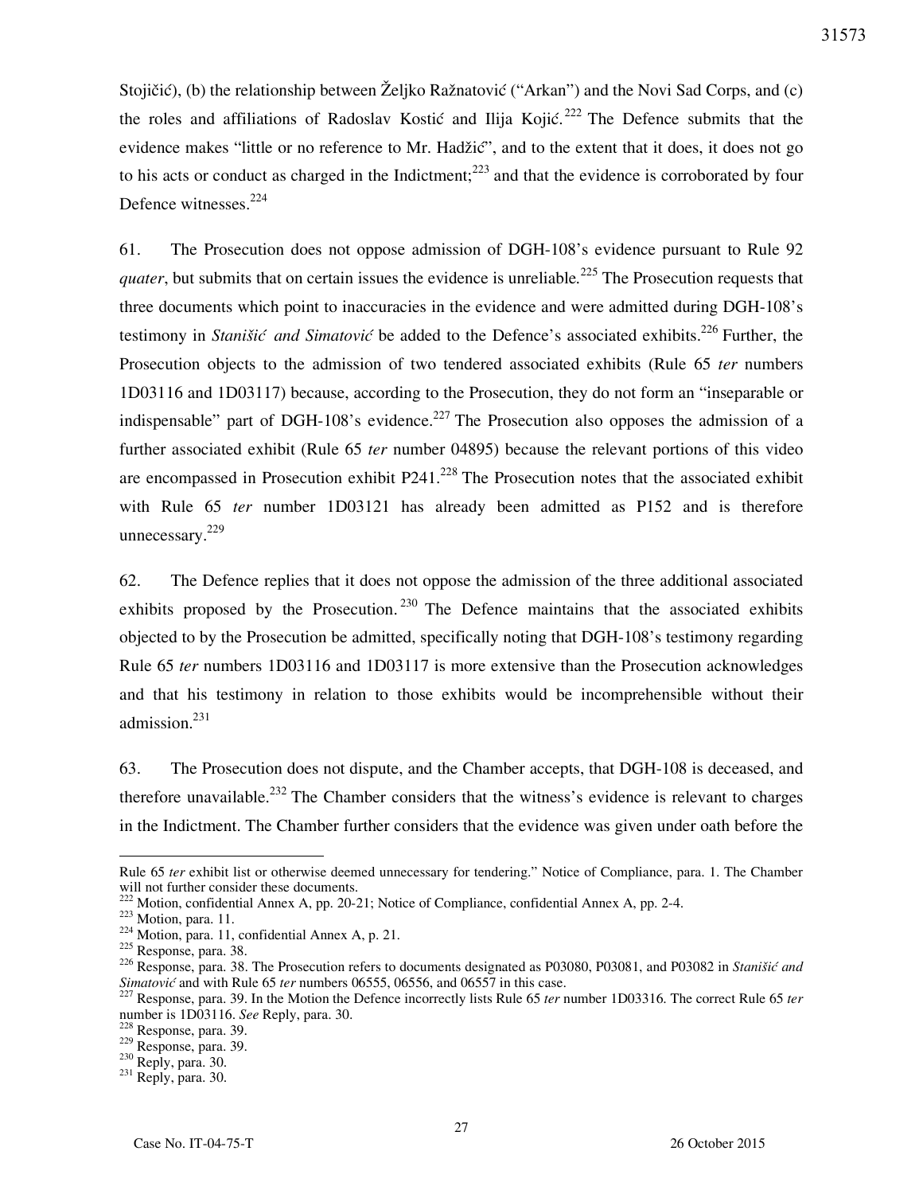Stojičić), (b) the relationship between Željko Ražnatović ("Arkan") and the Novi Sad Corps, and (c) the roles and affiliations of Radoslav Kostić and Ilija Kojić.[222] The Defence submits that the evidence makes "little or no reference to Mr. Hadžić", and to the extent that it does, it does not go to his acts or conduct as charged in the Indictment;[223] and that the evidence is corroborated by four Defence witnesses.[224]

61. The Prosecution does not oppose admission of DGH-108's evidence pursuant to Rule 92 *quater*, but submits that on certain issues the evidence is unreliable.[225] The Prosecution requests that three documents which point to inaccuracies in the evidence and were admitted during DGH-108's testimony in *Stanišić and Simatović* be added to the Defence's associated exhibits.[226] Further, the Prosecution objects to the admission of two tendered associated exhibits (Rule 65 *ter* numbers 1D03116 and 1D03117) because, according to the Prosecution, they do not form an "inseparable or indispensable" part of DGH-108's evidence.[227] The Prosecution also opposes the admission of a further associated exhibit (Rule 65 *ter* number 04895) because the relevant portions of this video are encompassed in Prosecution exhibit P241.[228] The Prosecution notes that the associated exhibit with Rule 65 *ter* number 1D03121 has already been admitted as P152 and is therefore unnecessary.[229]

62. The Defence replies that it does not oppose the admission of the three additional associated exhibits proposed by the Prosecution.[230] The Defence maintains that the associated exhibits objected to by the Prosecution be admitted, specifically noting that DGH-108's testimony regarding Rule 65 *ter* numbers 1D03116 and 1D03117 is more extensive than the Prosecution acknowledges and that his testimony in relation to those exhibits would be incomprehensible without their admission.[231]

63. The Prosecution does not dispute, and the Chamber accepts, that DGH-108 is deceased, and therefore unavailable.[232] The Chamber considers that the witness's evidence is relevant to charges in the Indictment. The Chamber further considers that the evidence was given under oath before the

---

Rule 65 *ter* exhibit list or otherwise deemed unnecessary for tendering." Notice of Compliance, para. 1. The Chamber will not further consider these documents.

[222] Motion, confidential Annex A, pp. 20-21; Notice of Compliance, confidential Annex A, pp. 2-4.

[223] Motion, para. 11.

[224] Motion, para. 11, confidential Annex A, p. 21.

[225] Response, para. 38.

[226] Response, para. 38. The Prosecution refers to documents designated as P03080, P03081, and P03082 in *Stanišić and Simatović* and with Rule 65 *ter* numbers 06555, 06556, and 06557 in this case.

[227] Response, para. 39. In the Motion the Defence incorrectly lists Rule 65 *ter* number 1D03316. The correct Rule 65 *ter* number is 1D03116. *See* Reply, para. 30.

[228] Response, para. 39.

[229] Response, para. 39.

[230] Reply, para. 30.

[231] Reply, para. 30.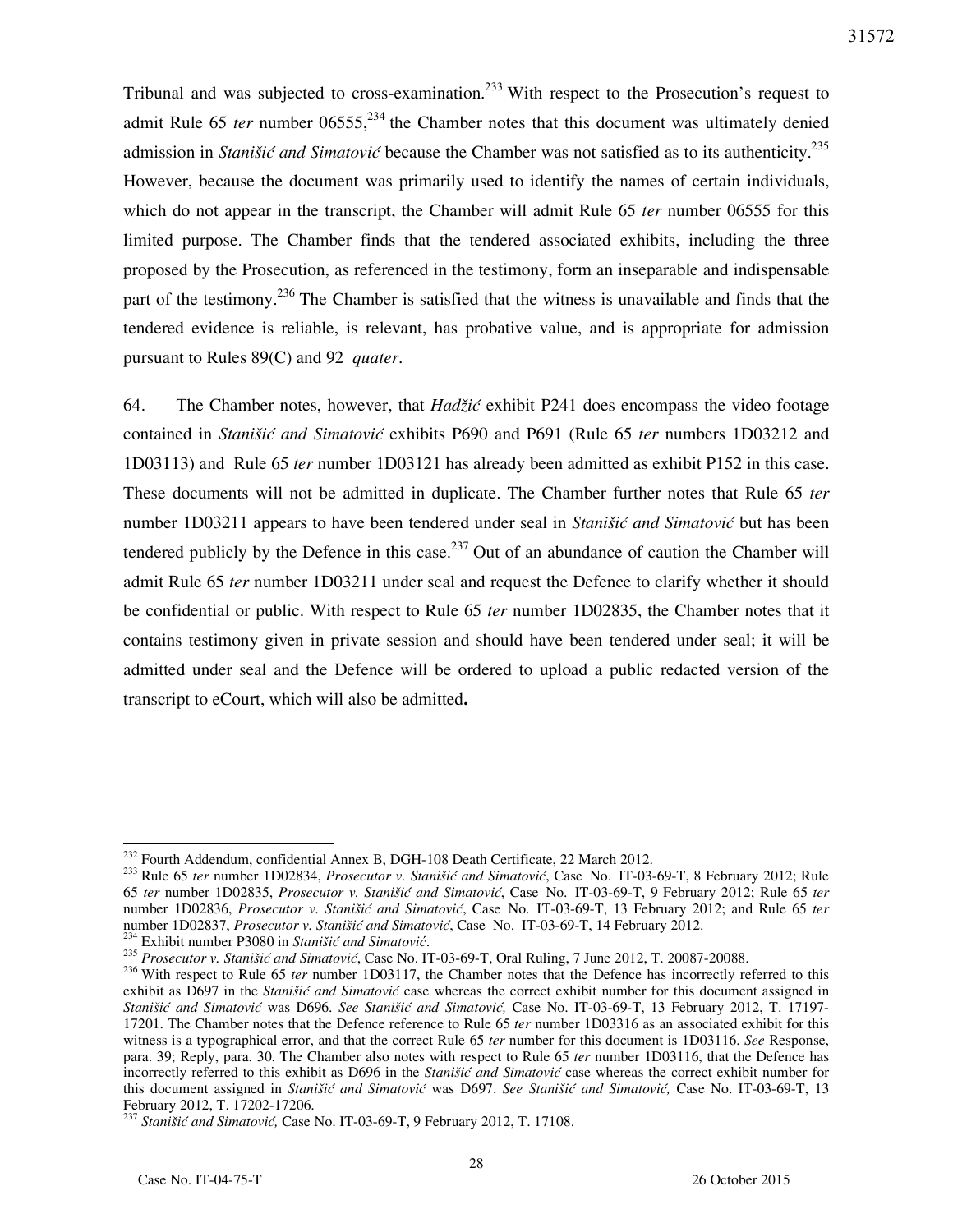Tribunal and was subjected to cross-examination.[233] With respect to the Prosecution's request to admit Rule 65 *ter* number 06555,[234] the Chamber notes that this document was ultimately denied admission in *Stanišić and Simatović* because the Chamber was not satisfied as to its authenticity.[235] However, because the document was primarily used to identify the names of certain individuals, which do not appear in the transcript, the Chamber will admit Rule 65 *ter* number 06555 for this limited purpose. The Chamber finds that the tendered associated exhibits, including the three proposed by the Prosecution, as referenced in the testimony, form an inseparable and indispensable part of the testimony.[236] The Chamber is satisfied that the witness is unavailable and finds that the tendered evidence is reliable, is relevant, has probative value, and is appropriate for admission pursuant to Rules 89(C) and 92 *quater*.

64. The Chamber notes, however, that *Hadžić* exhibit P241 does encompass the video footage contained in *Stanišić and Simatović* exhibits P690 and P691 (Rule 65 *ter* numbers 1D03212 and 1D03113) and Rule 65 *ter* number 1D03121 has already been admitted as exhibit P152 in this case. These documents will not be admitted in duplicate. The Chamber further notes that Rule 65 *ter* number 1D03211 appears to have been tendered under seal in *Stanišić and Simatović* but has been tendered publicly by the Defence in this case.[237] Out of an abundance of caution the Chamber will admit Rule 65 *ter* number 1D03211 under seal and request the Defence to clarify whether it should be confidential or public. With respect to Rule 65 *ter* number 1D02835, the Chamber notes that it contains testimony given in private session and should have been tendered under seal; it will be admitted under seal and the Defence will be ordered to upload a public redacted version of the transcript to eCourt, which will also be admitted**.**

---

[232] Fourth Addendum, confidential Annex B, DGH-108 Death Certificate, 22 March 2012.

[233] Rule 65 *ter* number 1D02834, *Prosecutor v. Stanišić and Simatović*, Case No. IT-03-69-T, 8 February 2012; Rule 65 *ter* number 1D02835, *Prosecutor v. Stanišić and Simatović*, Case No. IT-03-69-T, 9 February 2012; Rule 65 *ter* number 1D02836, *Prosecutor v. Stanišić and Simatović*, Case No. IT-03-69-T, 13 February 2012; and Rule 65 *ter* number 1D02837, *Prosecutor v. Stanišić and Simatović*, Case No. IT-03-69-T, 14 February 2012.

[234] Exhibit number P3080 in *Stanišić and Simatović*.

[235] *Prosecutor v. Stanišić and Simatović*, Case No. IT-03-69-T, Oral Ruling, 7 June 2012, T. 20087-20088.

[236] With respect to Rule 65 *ter* number 1D03117, the Chamber notes that the Defence has incorrectly referred to this exhibit as D697 in the *Stanišić and Simatović* case whereas the correct exhibit number for this document assigned in *Stanišić and Simatović* was D696. *See Stanišić and Simatović,* Case No. IT-03-69-T, 13 February 2012, T. 17197-17201. The Chamber notes that the Defence reference to Rule 65 *ter* number 1D03316 as an associated exhibit for this witness is a typographical error, and that the correct Rule 65 *ter* number for this document is 1D03116. *See* Response, para. 39; Reply, para. 30. The Chamber also notes with respect to Rule 65 *ter* number 1D03116, that the Defence has incorrectly referred to this exhibit as D696 in the *Stanišić and Simatović* case whereas the correct exhibit number for this document assigned in *Stanišić and Simatović* was D697. *See Stanišić and Simatović,* Case No. IT-03-69-T, 13 February 2012, T. 17202-17206.

[237] *Stanišić and Simatović,* Case No. IT-03-69-T, 9 February 2012, T. 17108.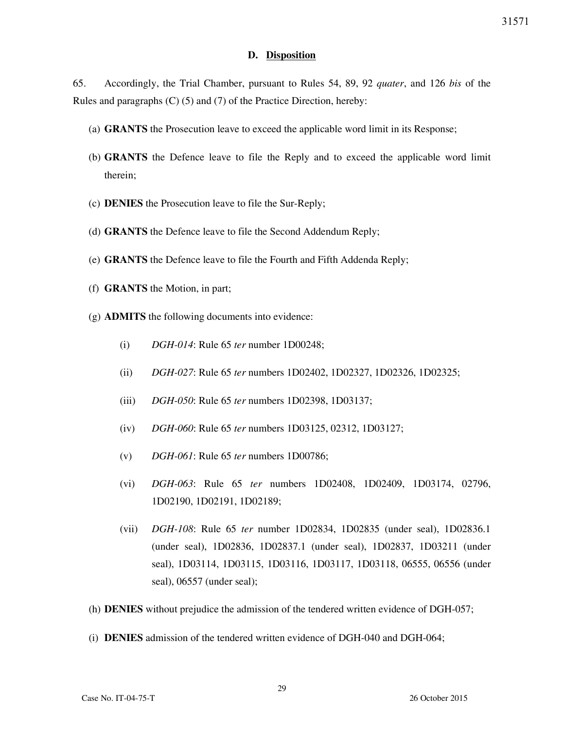### D. Disposition

65. Accordingly, the Trial Chamber, pursuant to Rules 54, 89, 92 *quater*, and 126 *bis* of the Rules and paragraphs (C) (5) and (7) of the Practice Direction, hereby:

(a) **GRANTS** the Prosecution leave to exceed the applicable word limit in its Response;

(b) **GRANTS** the Defence leave to file the Reply and to exceed the applicable word limit therein;

(c) **DENIES** the Prosecution leave to file the Sur-Reply;

(d) **GRANTS** the Defence leave to file the Second Addendum Reply;

(e) **GRANTS** the Defence leave to file the Fourth and Fifth Addenda Reply;

(f) **GRANTS** the Motion, in part;

(g) **ADMITS** the following documents into evidence:

(i) *DGH-014*: Rule 65 *ter* number 1D00248;

(ii) *DGH-027*: Rule 65 *ter* numbers 1D02402, 1D02327, 1D02326, 1D02325;

(iii) *DGH-050*: Rule 65 *ter* numbers 1D02398, 1D03137;

(iv) *DGH-060*: Rule 65 *ter* numbers 1D03125, 02312, 1D03127;

(v) *DGH-061*: Rule 65 *ter* numbers 1D00786;

(vi) *DGH-063*: Rule 65 *ter* numbers 1D02408, 1D02409, 1D03174, 02796, 1D02190, 1D02191, 1D02189;

(vii) *DGH-108*: Rule 65 *ter* number 1D02834, 1D02835 (under seal), 1D02836.1 (under seal), 1D02836, 1D02837.1 (under seal), 1D02837, 1D03211 (under seal), 1D03114, 1D03115, 1D03116, 1D03117, 1D03118, 06555, 06556 (under seal), 06557 (under seal);

(h) **DENIES** without prejudice the admission of the tendered written evidence of DGH-057;

(i) **DENIES** admission of the tendered written evidence of DGH-040 and DGH-064;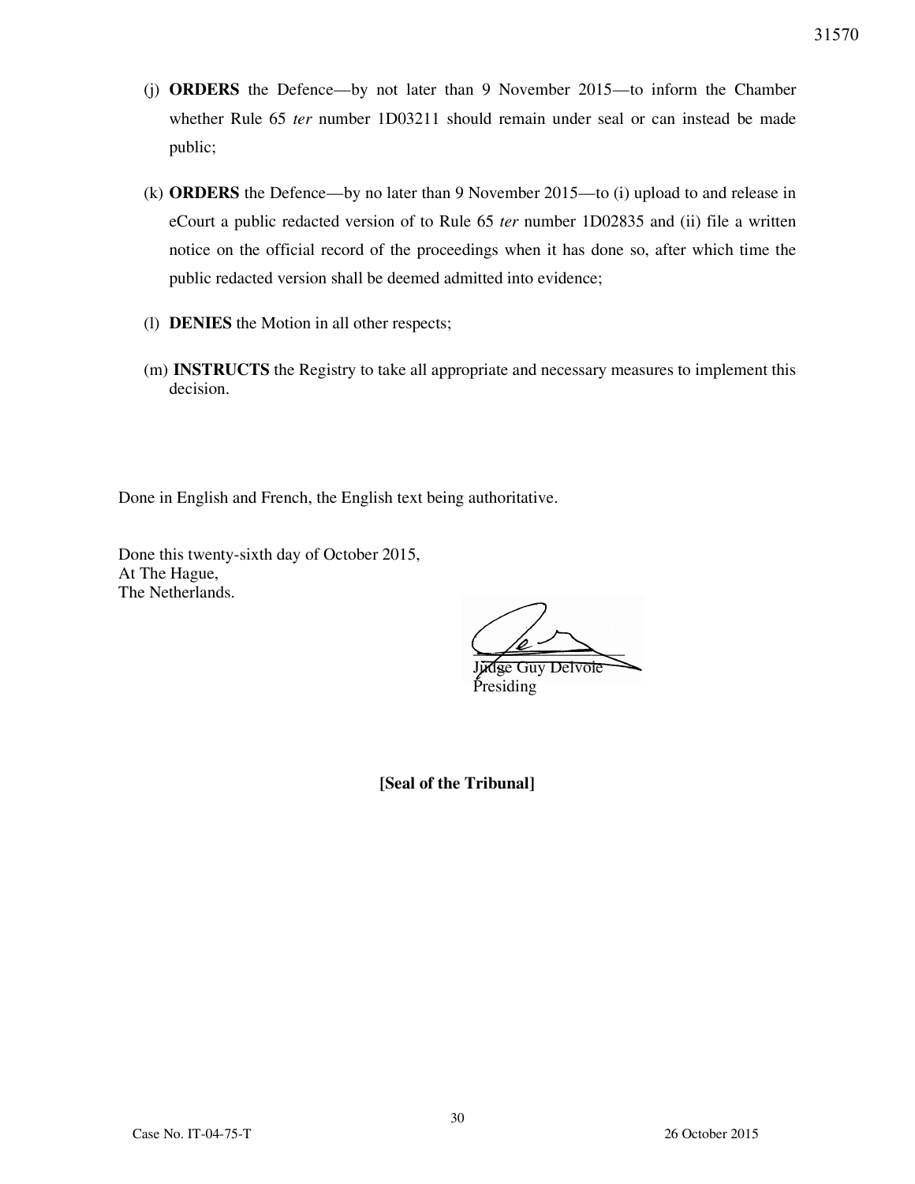(j) **ORDERS** the Defence—by not later than 9 November 2015—to inform the Chamber whether Rule 65 *ter* number 1D03211 should remain under seal or can instead be made public;

(k) **ORDERS** the Defence—by no later than 9 November 2015—to (i) upload to and release in eCourt a public redacted version of to Rule 65 *ter* number 1D02835 and (ii) file a written notice on the official record of the proceedings when it has done so, after which time the public redacted version shall be deemed admitted into evidence;

(l) **DENIES** the Motion in all other respects;

(m) **INSTRUCTS** the Registry to take all appropriate and necessary measures to implement this decision.

Done in English and French, the English text being authoritative.

Done this twenty-sixth day of October 2015,
At The Hague,
The Netherlands.

Judge Guy Delvoie
Presiding

**[Seal of the Tribunal]**